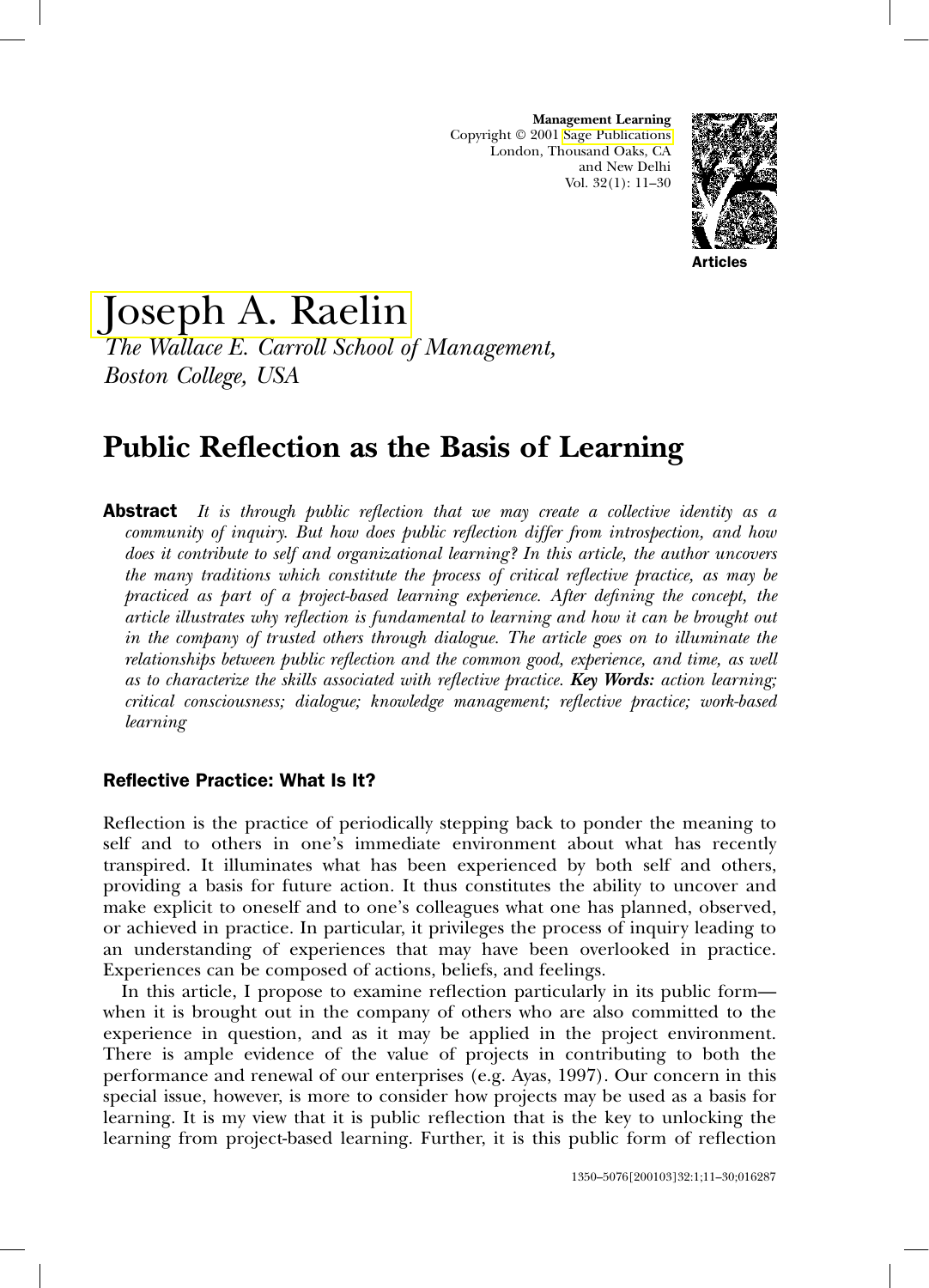Joseph A. Raelin

*The Wallace E. Carroll School of Management, Boston College, USA*

# Public Reflection as the Basis of Learning

**Abstract** *It is through public reflection that we may create a collective identity as a community of inquiry. But how does public reflection differ from introspection, and how does it contribute to self and organizational learning? In this article, the author uncovers the many traditions which constitute the process of critical reflective practice, as may be practiced as part of a project-based learning experience. After defining the concept, the article illustrates why reflection is fundamental to learning and how it can be brought out in the company of trusted others through dialogue. The article goes on to illuminate the relationships between public reflection and the common good, experience, and time, as well as to characterize the skills associated with reflective practice.* ***Key Words:*** *action learning; critical consciousness; dialogue; knowledge management; reflective practice; work-based learning*

## Reflective Practice: What Is It?

Reflection is the practice of periodically stepping back to ponder the meaning to self and to others in one's immediate environment about what has recently transpired. It illuminates what has been experienced by both self and others, providing a basis for future action. It thus constitutes the ability to uncover and make explicit to oneself and to one's colleagues what one has planned, observed, or achieved in practice. In particular, it privileges the process of inquiry leading to an understanding of experiences that may have been overlooked in practice. Experiences can be composed of actions, beliefs, and feelings.

In this article, I propose to examine reflection particularly in its public form—when it is brought out in the company of others who are also committed to the experience in question, and as it may be applied in the project environment. There is ample evidence of the value of projects in contributing to both the performance and renewal of our enterprises (e.g. Ayas, 1997). Our concern in this special issue, however, is more to consider how projects may be used as a basis for learning. It is my view that it is public reflection that is the key to unlocking the learning from project-based learning. Further, it is this public form of reflection

1350–5076[200103]32:1;11–30;016287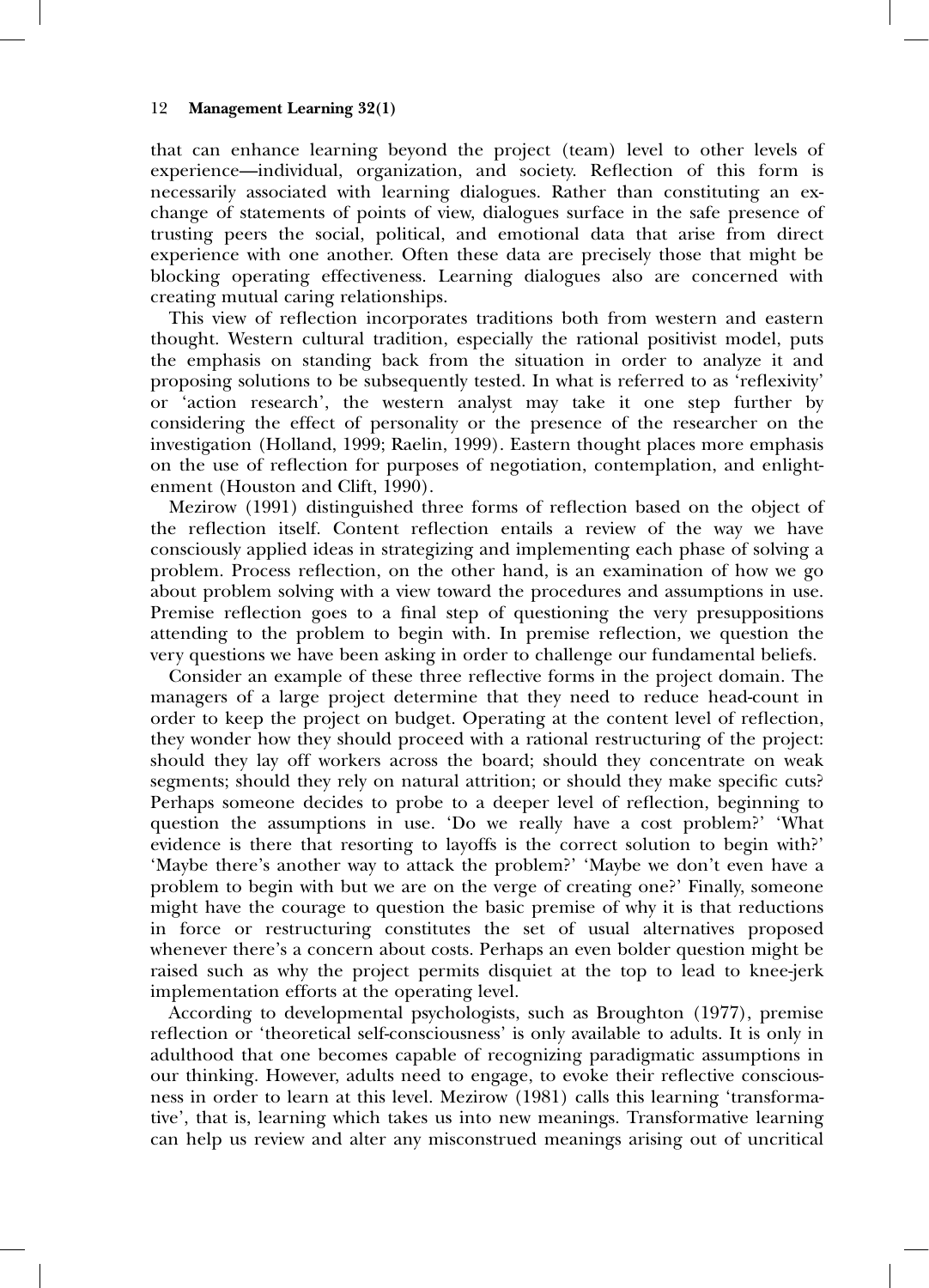that can enhance learning beyond the project (team) level to other levels of experience—individual, organization, and society. Reflection of this form is necessarily associated with learning dialogues. Rather than constituting an exchange of statements of points of view, dialogues surface in the safe presence of trusting peers the social, political, and emotional data that arise from direct experience with one another. Often these data are precisely those that might be blocking operating effectiveness. Learning dialogues also are concerned with creating mutual caring relationships.

This view of reflection incorporates traditions both from western and eastern thought. Western cultural tradition, especially the rational positivist model, puts the emphasis on standing back from the situation in order to analyze it and proposing solutions to be subsequently tested. In what is referred to as 'reflexivity' or 'action research', the western analyst may take it one step further by considering the effect of personality or the presence of the researcher on the investigation (Holland, 1999; Raelin, 1999). Eastern thought places more emphasis on the use of reflection for purposes of negotiation, contemplation, and enlightenment (Houston and Clift, 1990).

Mezirow (1991) distinguished three forms of reflection based on the object of the reflection itself. Content reflection entails a review of the way we have consciously applied ideas in strategizing and implementing each phase of solving a problem. Process reflection, on the other hand, is an examination of how we go about problem solving with a view toward the procedures and assumptions in use. Premise reflection goes to a final step of questioning the very presuppositions attending to the problem to begin with. In premise reflection, we question the very questions we have been asking in order to challenge our fundamental beliefs.

Consider an example of these three reflective forms in the project domain. The managers of a large project determine that they need to reduce head-count in order to keep the project on budget. Operating at the content level of reflection, they wonder how they should proceed with a rational restructuring of the project: should they lay off workers across the board; should they concentrate on weak segments; should they rely on natural attrition; or should they make specific cuts? Perhaps someone decides to probe to a deeper level of reflection, beginning to question the assumptions in use. 'Do we really have a cost problem?' 'What evidence is there that resorting to layoffs is the correct solution to begin with?' 'Maybe there's another way to attack the problem?' 'Maybe we don't even have a problem to begin with but we are on the verge of creating one?' Finally, someone might have the courage to question the basic premise of why it is that reductions in force or restructuring constitutes the set of usual alternatives proposed whenever there's a concern about costs. Perhaps an even bolder question might be raised such as why the project permits disquiet at the top to lead to knee-jerk implementation efforts at the operating level.

According to developmental psychologists, such as Broughton (1977), premise reflection or 'theoretical self-consciousness' is only available to adults. It is only in adulthood that one becomes capable of recognizing paradigmatic assumptions in our thinking. However, adults need to engage, to evoke their reflective consciousness in order to learn at this level. Mezirow (1981) calls this learning 'transformative', that is, learning which takes us into new meanings. Transformative learning can help us review and alter any misconstrued meanings arising out of uncritical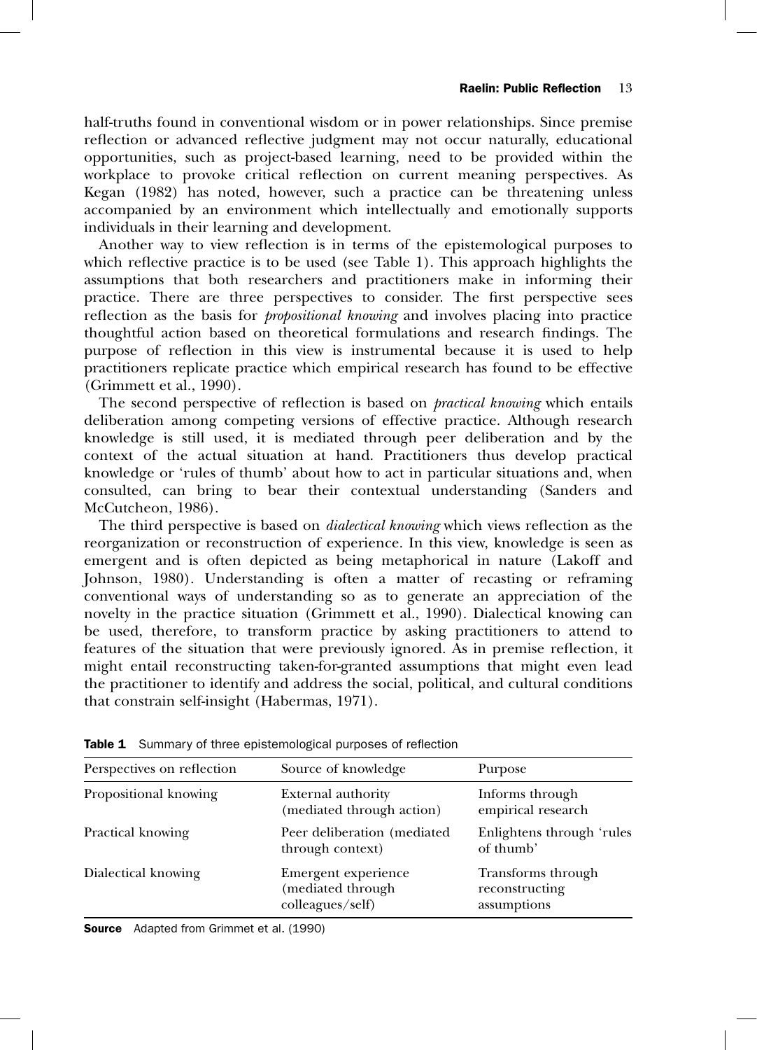half-truths found in conventional wisdom or in power relationships. Since premise reflection or advanced reflective judgment may not occur naturally, educational opportunities, such as project-based learning, need to be provided within the workplace to provoke critical reflection on current meaning perspectives. As Kegan (1982) has noted, however, such a practice can be threatening unless accompanied by an environment which intellectually and emotionally supports individuals in their learning and development.

Another way to view reflection is in terms of the epistemological purposes to which reflective practice is to be used (see Table 1). This approach highlights the assumptions that both researchers and practitioners make in informing their practice. There are three perspectives to consider. The first perspective sees reflection as the basis for *propositional knowing* and involves placing into practice thoughtful action based on theoretical formulations and research findings. The purpose of reflection in this view is instrumental because it is used to help practitioners replicate practice which empirical research has found to be effective (Grimmett et al., 1990).

The second perspective of reflection is based on *practical knowing* which entails deliberation among competing versions of effective practice. Although research knowledge is still used, it is mediated through peer deliberation and by the context of the actual situation at hand. Practitioners thus develop practical knowledge or 'rules of thumb' about how to act in particular situations and, when consulted, can bring to bear their contextual understanding (Sanders and McCutcheon, 1986).

The third perspective is based on *dialectical knowing* which views reflection as the reorganization or reconstruction of experience. In this view, knowledge is seen as emergent and is often depicted as being metaphorical in nature (Lakoff and Johnson, 1980). Understanding is often a matter of recasting or reframing conventional ways of understanding so as to generate an appreciation of the novelty in the practice situation (Grimmett et al., 1990). Dialectical knowing can be used, therefore, to transform practice by asking practitioners to attend to features of the situation that were previously ignored. As in premise reflection, it might entail reconstructing taken-for-granted assumptions that might even lead the practitioner to identify and address the social, political, and cultural conditions that constrain self-insight (Habermas, 1971).

**Table 1** Summary of three epistemological purposes of reflection

| Perspectives on reflection | Source of knowledge | Purpose |
|---|---|---|
| Propositional knowing | External authority (mediated through action) | Informs through empirical research |
| Practical knowing | Peer deliberation (mediated through context) | Enlightens through 'rules of thumb' |
| Dialectical knowing | Emergent experience (mediated through colleagues/self) | Transforms through reconstructing assumptions |

**Source** Adapted from Grimmet et al. (1990)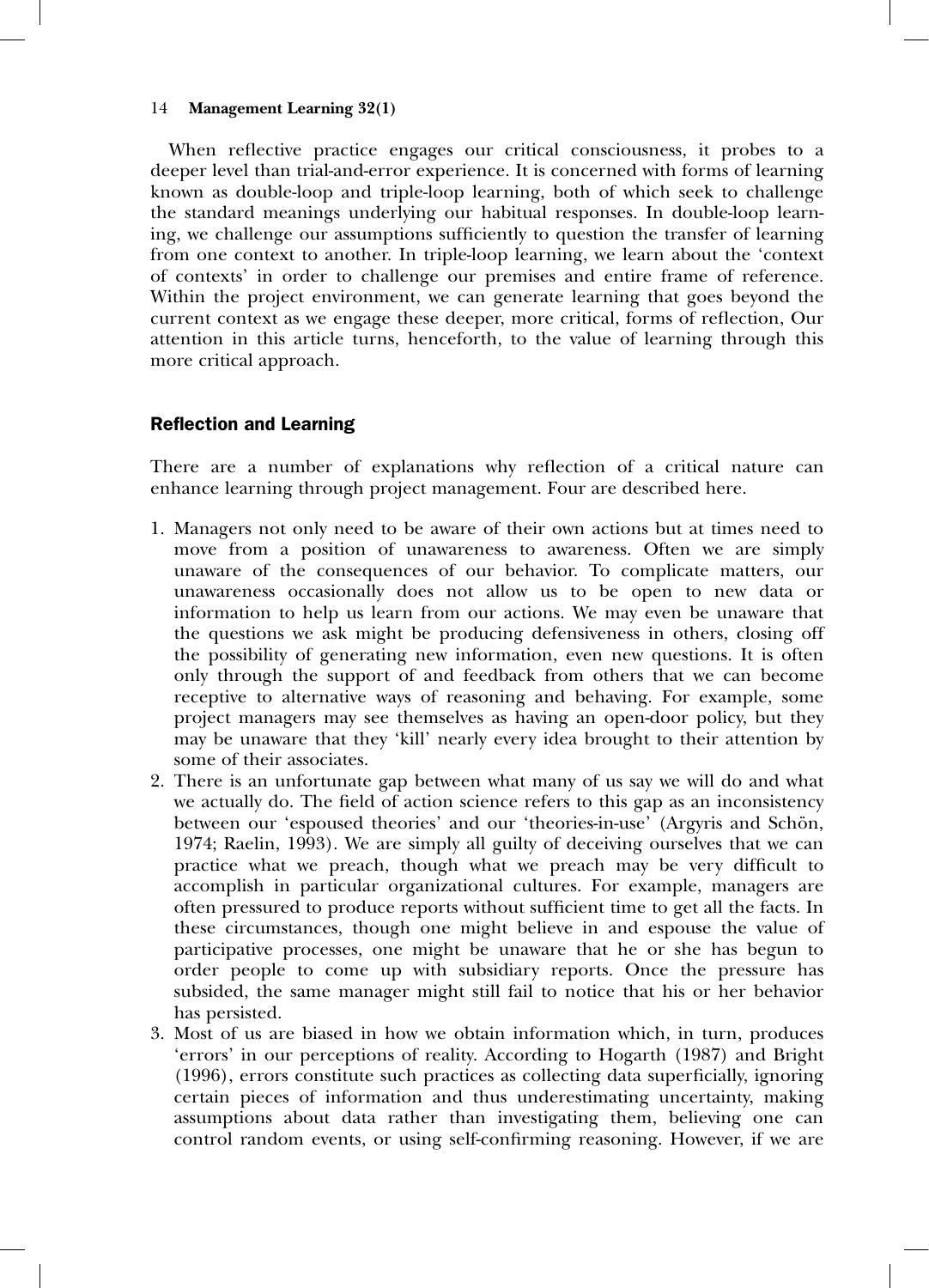When reflective practice engages our critical consciousness, it probes to a deeper level than trial-and-error experience. It is concerned with forms of learning known as double-loop and triple-loop learning, both of which seek to challenge the standard meanings underlying our habitual responses. In double-loop learning, we challenge our assumptions sufficiently to question the transfer of learning from one context to another. In triple-loop learning, we learn about the 'context of contexts' in order to challenge our premises and entire frame of reference. Within the project environment, we can generate learning that goes beyond the current context as we engage these deeper, more critical, forms of reflection, Our attention in this article turns, henceforth, to the value of learning through this more critical approach.

## Reflection and Learning

There are a number of explanations why reflection of a critical nature can enhance learning through project management. Four are described here.

1. Managers not only need to be aware of their own actions but at times need to move from a position of unawareness to awareness. Often we are simply unaware of the consequences of our behavior. To complicate matters, our unawareness occasionally does not allow us to be open to new data or information to help us learn from our actions. We may even be unaware that the questions we ask might be producing defensiveness in others, closing off the possibility of generating new information, even new questions. It is often only through the support of and feedback from others that we can become receptive to alternative ways of reasoning and behaving. For example, some project managers may see themselves as having an open-door policy, but they may be unaware that they 'kill' nearly every idea brought to their attention by some of their associates.
2. There is an unfortunate gap between what many of us say we will do and what we actually do. The field of action science refers to this gap as an inconsistency between our 'espoused theories' and our 'theories-in-use' (Argyris and Schön, 1974; Raelin, 1993). We are simply all guilty of deceiving ourselves that we can practice what we preach, though what we preach may be very difficult to accomplish in particular organizational cultures. For example, managers are often pressured to produce reports without sufficient time to get all the facts. In these circumstances, though one might believe in and espouse the value of participative processes, one might be unaware that he or she has begun to order people to come up with subsidiary reports. Once the pressure has subsided, the same manager might still fail to notice that his or her behavior has persisted.
3. Most of us are biased in how we obtain information which, in turn, produces 'errors' in our perceptions of reality. According to Hogarth (1987) and Bright (1996), errors constitute such practices as collecting data superficially, ignoring certain pieces of information and thus underestimating uncertainty, making assumptions about data rather than investigating them, believing one can control random events, or using self-confirming reasoning. However, if we are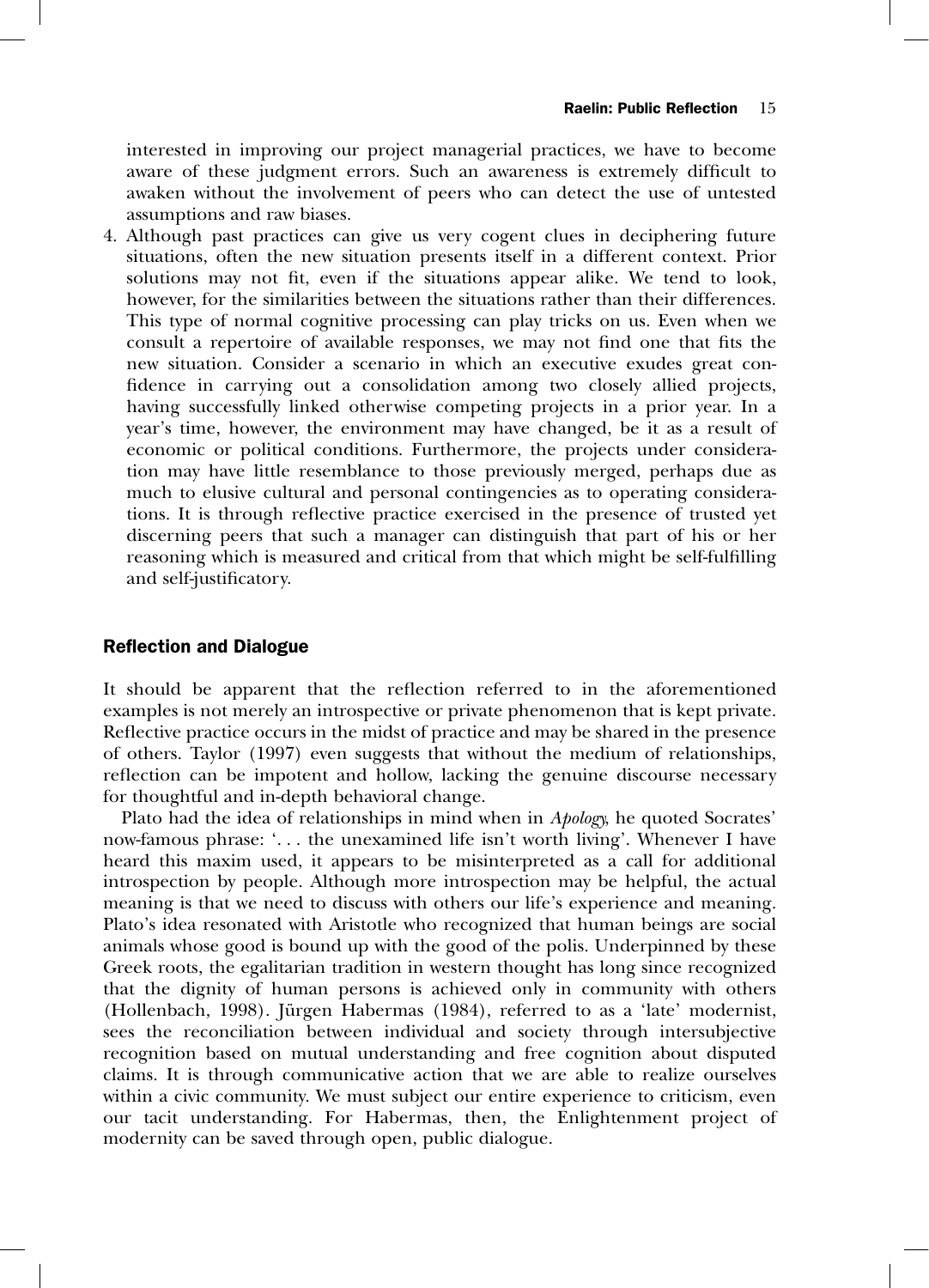interested in improving our project managerial practices, we have to become aware of these judgment errors. Such an awareness is extremely difficult to awaken without the involvement of peers who can detect the use of untested assumptions and raw biases.

4. Although past practices can give us very cogent clues in deciphering future situations, often the new situation presents itself in a different context. Prior solutions may not fit, even if the situations appear alike. We tend to look, however, for the similarities between the situations rather than their differences. This type of normal cognitive processing can play tricks on us. Even when we consult a repertoire of available responses, we may not find one that fits the new situation. Consider a scenario in which an executive exudes great confidence in carrying out a consolidation among two closely allied projects, having successfully linked otherwise competing projects in a prior year. In a year's time, however, the environment may have changed, be it as a result of economic or political conditions. Furthermore, the projects under consideration may have little resemblance to those previously merged, perhaps due as much to elusive cultural and personal contingencies as to operating considerations. It is through reflective practice exercised in the presence of trusted yet discerning peers that such a manager can distinguish that part of his or her reasoning which is measured and critical from that which might be self-fulfilling and self-justificatory.

## Reflection and Dialogue

It should be apparent that the reflection referred to in the aforementioned examples is not merely an introspective or private phenomenon that is kept private. Reflective practice occurs in the midst of practice and may be shared in the presence of others. Taylor (1997) even suggests that without the medium of relationships, reflection can be impotent and hollow, lacking the genuine discourse necessary for thoughtful and in-depth behavioral change.

Plato had the idea of relationships in mind when in *Apology*, he quoted Socrates' now-famous phrase: '. . . the unexamined life isn't worth living'. Whenever I have heard this maxim used, it appears to be misinterpreted as a call for additional introspection by people. Although more introspection may be helpful, the actual meaning is that we need to discuss with others our life's experience and meaning. Plato's idea resonated with Aristotle who recognized that human beings are social animals whose good is bound up with the good of the polis. Underpinned by these Greek roots, the egalitarian tradition in western thought has long since recognized that the dignity of human persons is achieved only in community with others (Hollenbach, 1998). Jürgen Habermas (1984), referred to as a 'late' modernist, sees the reconciliation between individual and society through intersubjective recognition based on mutual understanding and free cognition about disputed claims. It is through communicative action that we are able to realize ourselves within a civic community. We must subject our entire experience to criticism, even our tacit understanding. For Habermas, then, the Enlightenment project of modernity can be saved through open, public dialogue.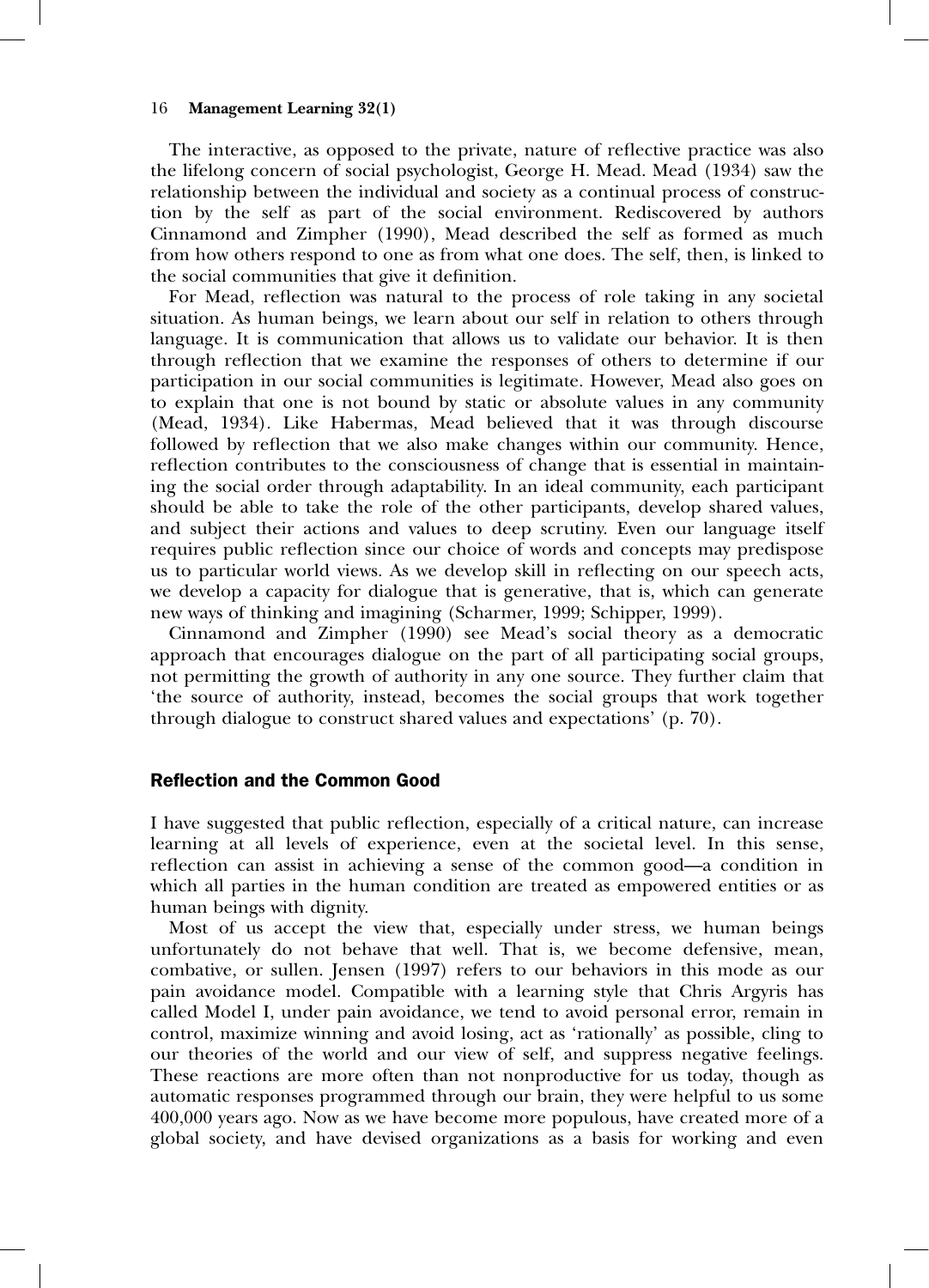The interactive, as opposed to the private, nature of reflective practice was also the lifelong concern of social psychologist, George H. Mead. Mead (1934) saw the relationship between the individual and society as a continual process of construction by the self as part of the social environment. Rediscovered by authors Cinnamond and Zimpher (1990), Mead described the self as formed as much from how others respond to one as from what one does. The self, then, is linked to the social communities that give it definition.

For Mead, reflection was natural to the process of role taking in any societal situation. As human beings, we learn about our self in relation to others through language. It is communication that allows us to validate our behavior. It is then through reflection that we examine the responses of others to determine if our participation in our social communities is legitimate. However, Mead also goes on to explain that one is not bound by static or absolute values in any community (Mead, 1934). Like Habermas, Mead believed that it was through discourse followed by reflection that we also make changes within our community. Hence, reflection contributes to the consciousness of change that is essential in maintaining the social order through adaptability. In an ideal community, each participant should be able to take the role of the other participants, develop shared values, and subject their actions and values to deep scrutiny. Even our language itself requires public reflection since our choice of words and concepts may predispose us to particular world views. As we develop skill in reflecting on our speech acts, we develop a capacity for dialogue that is generative, that is, which can generate new ways of thinking and imagining (Scharmer, 1999; Schipper, 1999).

Cinnamond and Zimpher (1990) see Mead's social theory as a democratic approach that encourages dialogue on the part of all participating social groups, not permitting the growth of authority in any one source. They further claim that 'the source of authority, instead, becomes the social groups that work together through dialogue to construct shared values and expectations' (p. 70).

## Reflection and the Common Good

I have suggested that public reflection, especially of a critical nature, can increase learning at all levels of experience, even at the societal level. In this sense, reflection can assist in achieving a sense of the common good—a condition in which all parties in the human condition are treated as empowered entities or as human beings with dignity.

Most of us accept the view that, especially under stress, we human beings unfortunately do not behave that well. That is, we become defensive, mean, combative, or sullen. Jensen (1997) refers to our behaviors in this mode as our pain avoidance model. Compatible with a learning style that Chris Argyris has called Model I, under pain avoidance, we tend to avoid personal error, remain in control, maximize winning and avoid losing, act as 'rationally' as possible, cling to our theories of the world and our view of self, and suppress negative feelings. These reactions are more often than not nonproductive for us today, though as automatic responses programmed through our brain, they were helpful to us some 400,000 years ago. Now as we have become more populous, have created more of a global society, and have devised organizations as a basis for working and even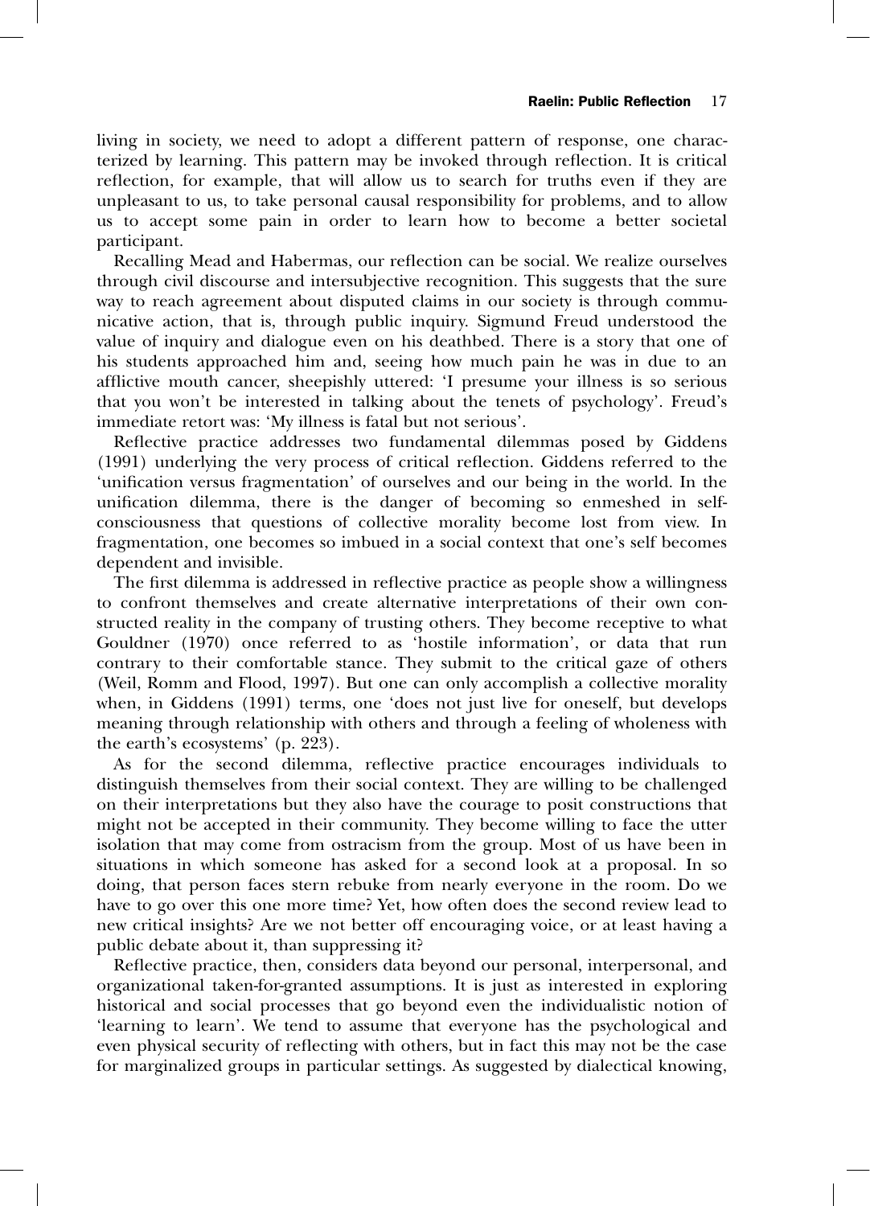living in society, we need to adopt a different pattern of response, one characterized by learning. This pattern may be invoked through reflection. It is critical reflection, for example, that will allow us to search for truths even if they are unpleasant to us, to take personal causal responsibility for problems, and to allow us to accept some pain in order to learn how to become a better societal participant.

Recalling Mead and Habermas, our reflection can be social. We realize ourselves through civil discourse and intersubjective recognition. This suggests that the sure way to reach agreement about disputed claims in our society is through communicative action, that is, through public inquiry. Sigmund Freud understood the value of inquiry and dialogue even on his deathbed. There is a story that one of his students approached him and, seeing how much pain he was in due to an afflictive mouth cancer, sheepishly uttered: 'I presume your illness is so serious that you won't be interested in talking about the tenets of psychology'. Freud's immediate retort was: 'My illness is fatal but not serious'.

Reflective practice addresses two fundamental dilemmas posed by Giddens (1991) underlying the very process of critical reflection. Giddens referred to the 'unification versus fragmentation' of ourselves and our being in the world. In the unification dilemma, there is the danger of becoming so enmeshed in self-consciousness that questions of collective morality become lost from view. In fragmentation, one becomes so imbued in a social context that one's self becomes dependent and invisible.

The first dilemma is addressed in reflective practice as people show a willingness to confront themselves and create alternative interpretations of their own constructed reality in the company of trusting others. They become receptive to what Gouldner (1970) once referred to as 'hostile information', or data that run contrary to their comfortable stance. They submit to the critical gaze of others (Weil, Romm and Flood, 1997). But one can only accomplish a collective morality when, in Giddens (1991) terms, one 'does not just live for oneself, but develops meaning through relationship with others and through a feeling of wholeness with the earth's ecosystems' (p. 223).

As for the second dilemma, reflective practice encourages individuals to distinguish themselves from their social context. They are willing to be challenged on their interpretations but they also have the courage to posit constructions that might not be accepted in their community. They become willing to face the utter isolation that may come from ostracism from the group. Most of us have been in situations in which someone has asked for a second look at a proposal. In so doing, that person faces stern rebuke from nearly everyone in the room. Do we have to go over this one more time? Yet, how often does the second review lead to new critical insights? Are we not better off encouraging voice, or at least having a public debate about it, than suppressing it?

Reflective practice, then, considers data beyond our personal, interpersonal, and organizational taken-for-granted assumptions. It is just as interested in exploring historical and social processes that go beyond even the individualistic notion of 'learning to learn'. We tend to assume that everyone has the psychological and even physical security of reflecting with others, but in fact this may not be the case for marginalized groups in particular settings. As suggested by dialectical knowing,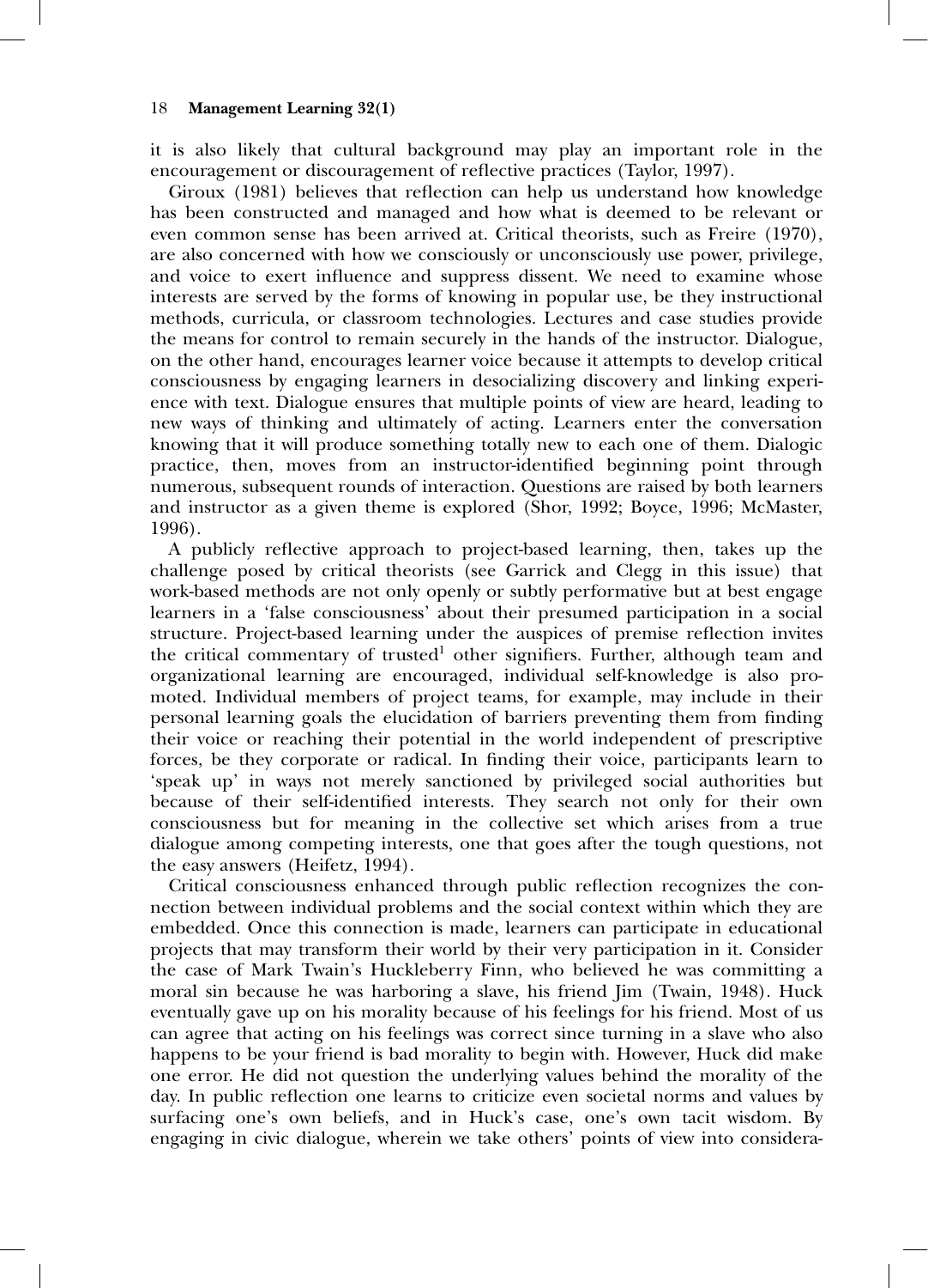it is also likely that cultural background may play an important role in the encouragement or discouragement of reflective practices (Taylor, 1997).

Giroux (1981) believes that reflection can help us understand how knowledge has been constructed and managed and how what is deemed to be relevant or even common sense has been arrived at. Critical theorists, such as Freire (1970), are also concerned with how we consciously or unconsciously use power, privilege, and voice to exert influence and suppress dissent. We need to examine whose interests are served by the forms of knowing in popular use, be they instructional methods, curricula, or classroom technologies. Lectures and case studies provide the means for control to remain securely in the hands of the instructor. Dialogue, on the other hand, encourages learner voice because it attempts to develop critical consciousness by engaging learners in desocializing discovery and linking experience with text. Dialogue ensures that multiple points of view are heard, leading to new ways of thinking and ultimately of acting. Learners enter the conversation knowing that it will produce something totally new to each one of them. Dialogic practice, then, moves from an instructor-identified beginning point through numerous, subsequent rounds of interaction. Questions are raised by both learners and instructor as a given theme is explored (Shor, 1992; Boyce, 1996; McMaster, 1996).

A publicly reflective approach to project-based learning, then, takes up the challenge posed by critical theorists (see Garrick and Clegg in this issue) that work-based methods are not only openly or subtly performative but at best engage learners in a 'false consciousness' about their presumed participation in a social structure. Project-based learning under the auspices of premise reflection invites the critical commentary of trusted[1] other signifiers. Further, although team and organizational learning are encouraged, individual self-knowledge is also promoted. Individual members of project teams, for example, may include in their personal learning goals the elucidation of barriers preventing them from finding their voice or reaching their potential in the world independent of prescriptive forces, be they corporate or radical. In finding their voice, participants learn to 'speak up' in ways not merely sanctioned by privileged social authorities but because of their self-identified interests. They search not only for their own consciousness but for meaning in the collective set which arises from a true dialogue among competing interests, one that goes after the tough questions, not the easy answers (Heifetz, 1994).

Critical consciousness enhanced through public reflection recognizes the connection between individual problems and the social context within which they are embedded. Once this connection is made, learners can participate in educational projects that may transform their world by their very participation in it. Consider the case of Mark Twain's Huckleberry Finn, who believed he was committing a moral sin because he was harboring a slave, his friend Jim (Twain, 1948). Huck eventually gave up on his morality because of his feelings for his friend. Most of us can agree that acting on his feelings was correct since turning in a slave who also happens to be your friend is bad morality to begin with. However, Huck did make one error. He did not question the underlying values behind the morality of the day. In public reflection one learns to criticize even societal norms and values by surfacing one's own beliefs, and in Huck's case, one's own tacit wisdom. By engaging in civic dialogue, wherein we take others' points of view into considera-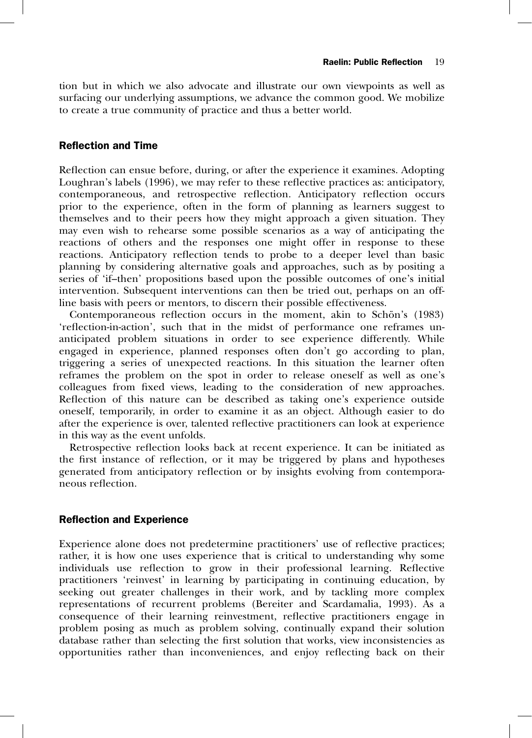tion but in which we also advocate and illustrate our own viewpoints as well as surfacing our underlying assumptions, we advance the common good. We mobilize to create a true community of practice and thus a better world.

## Reflection and Time

Reflection can ensue before, during, or after the experience it examines. Adopting Loughran's labels (1996), we may refer to these reflective practices as: anticipatory, contemporaneous, and retrospective reflection. Anticipatory reflection occurs prior to the experience, often in the form of planning as learners suggest to themselves and to their peers how they might approach a given situation. They may even wish to rehearse some possible scenarios as a way of anticipating the reactions of others and the responses one might offer in response to these reactions. Anticipatory reflection tends to probe to a deeper level than basic planning by considering alternative goals and approaches, such as by positing a series of 'if–then' propositions based upon the possible outcomes of one's initial intervention. Subsequent interventions can then be tried out, perhaps on an off-line basis with peers or mentors, to discern their possible effectiveness.

Contemporaneous reflection occurs in the moment, akin to Schön's (1983) 'reflection-in-action', such that in the midst of performance one reframes unanticipated problem situations in order to see experience differently. While engaged in experience, planned responses often don't go according to plan, triggering a series of unexpected reactions. In this situation the learner often reframes the problem on the spot in order to release oneself as well as one's colleagues from fixed views, leading to the consideration of new approaches. Reflection of this nature can be described as taking one's experience outside oneself, temporarily, in order to examine it as an object. Although easier to do after the experience is over, talented reflective practitioners can look at experience in this way as the event unfolds.

Retrospective reflection looks back at recent experience. It can be initiated as the first instance of reflection, or it may be triggered by plans and hypotheses generated from anticipatory reflection or by insights evolving from contemporaneous reflection.

## Reflection and Experience

Experience alone does not predetermine practitioners' use of reflective practices; rather, it is how one uses experience that is critical to understanding why some individuals use reflection to grow in their professional learning. Reflective practitioners 'reinvest' in learning by participating in continuing education, by seeking out greater challenges in their work, and by tackling more complex representations of recurrent problems (Bereiter and Scardamalia, 1993). As a consequence of their learning reinvestment, reflective practitioners engage in problem posing as much as problem solving, continually expand their solution database rather than selecting the first solution that works, view inconsistencies as opportunities rather than inconveniences, and enjoy reflecting back on their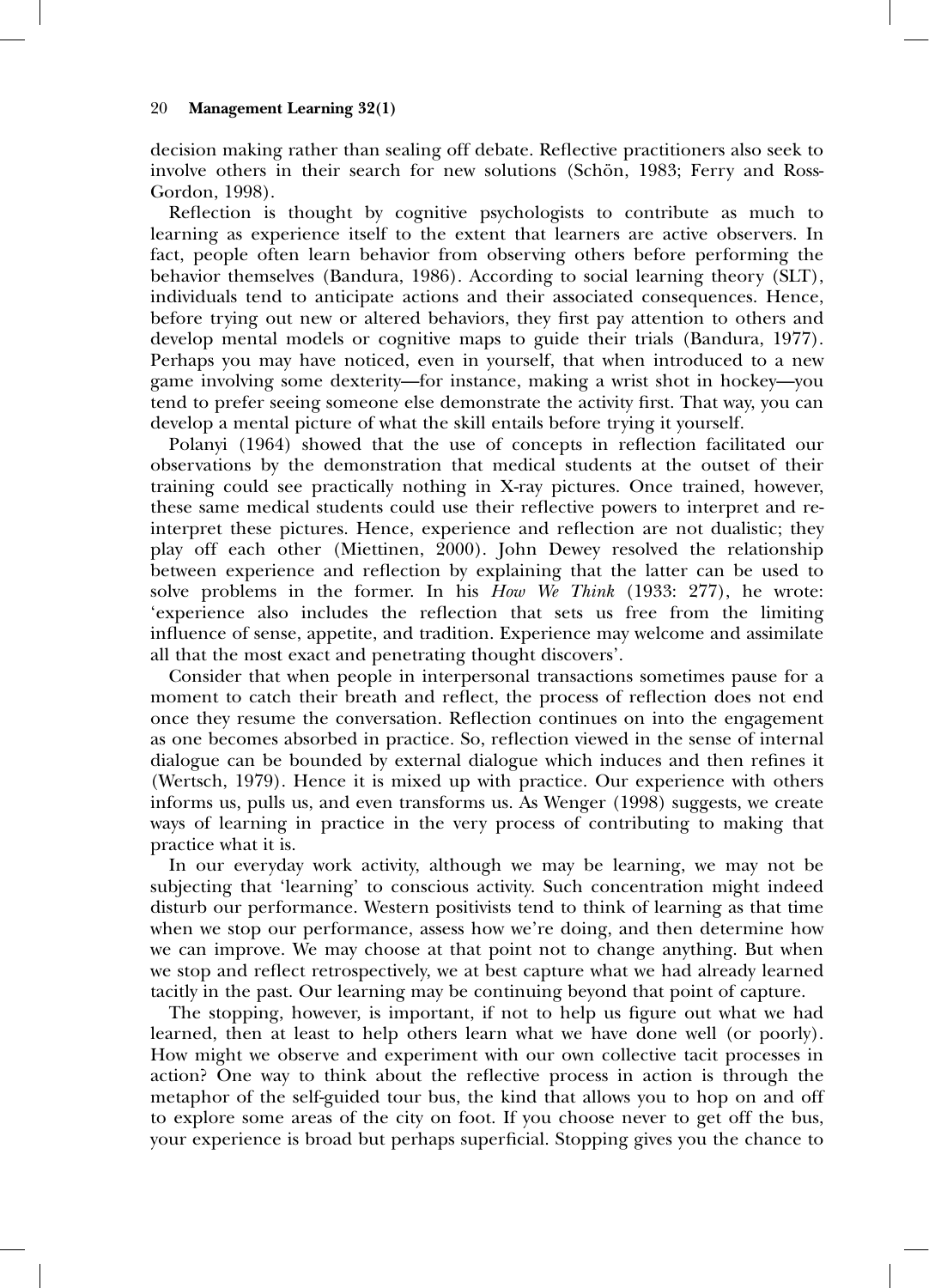decision making rather than sealing off debate. Reflective practitioners also seek to involve others in their search for new solutions (Schön, 1983; Ferry and Ross-Gordon, 1998).

Reflection is thought by cognitive psychologists to contribute as much to learning as experience itself to the extent that learners are active observers. In fact, people often learn behavior from observing others before performing the behavior themselves (Bandura, 1986). According to social learning theory (SLT), individuals tend to anticipate actions and their associated consequences. Hence, before trying out new or altered behaviors, they first pay attention to others and develop mental models or cognitive maps to guide their trials (Bandura, 1977). Perhaps you may have noticed, even in yourself, that when introduced to a new game involving some dexterity—for instance, making a wrist shot in hockey—you tend to prefer seeing someone else demonstrate the activity first. That way, you can develop a mental picture of what the skill entails before trying it yourself.

Polanyi (1964) showed that the use of concepts in reflection facilitated our observations by the demonstration that medical students at the outset of their training could see practically nothing in X-ray pictures. Once trained, however, these same medical students could use their reflective powers to interpret and re-interpret these pictures. Hence, experience and reflection are not dualistic; they play off each other (Miettinen, 2000). John Dewey resolved the relationship between experience and reflection by explaining that the latter can be used to solve problems in the former. In his *How We Think* (1933: 277), he wrote: 'experience also includes the reflection that sets us free from the limiting influence of sense, appetite, and tradition. Experience may welcome and assimilate all that the most exact and penetrating thought discovers'.

Consider that when people in interpersonal transactions sometimes pause for a moment to catch their breath and reflect, the process of reflection does not end once they resume the conversation. Reflection continues on into the engagement as one becomes absorbed in practice. So, reflection viewed in the sense of internal dialogue can be bounded by external dialogue which induces and then refines it (Wertsch, 1979). Hence it is mixed up with practice. Our experience with others informs us, pulls us, and even transforms us. As Wenger (1998) suggests, we create ways of learning in practice in the very process of contributing to making that practice what it is.

In our everyday work activity, although we may be learning, we may not be subjecting that 'learning' to conscious activity. Such concentration might indeed disturb our performance. Western positivists tend to think of learning as that time when we stop our performance, assess how we're doing, and then determine how we can improve. We may choose at that point not to change anything. But when we stop and reflect retrospectively, we at best capture what we had already learned tacitly in the past. Our learning may be continuing beyond that point of capture.

The stopping, however, is important, if not to help us figure out what we had learned, then at least to help others learn what we have done well (or poorly). How might we observe and experiment with our own collective tacit processes in action? One way to think about the reflective process in action is through the metaphor of the self-guided tour bus, the kind that allows you to hop on and off to explore some areas of the city on foot. If you choose never to get off the bus, your experience is broad but perhaps superficial. Stopping gives you the chance to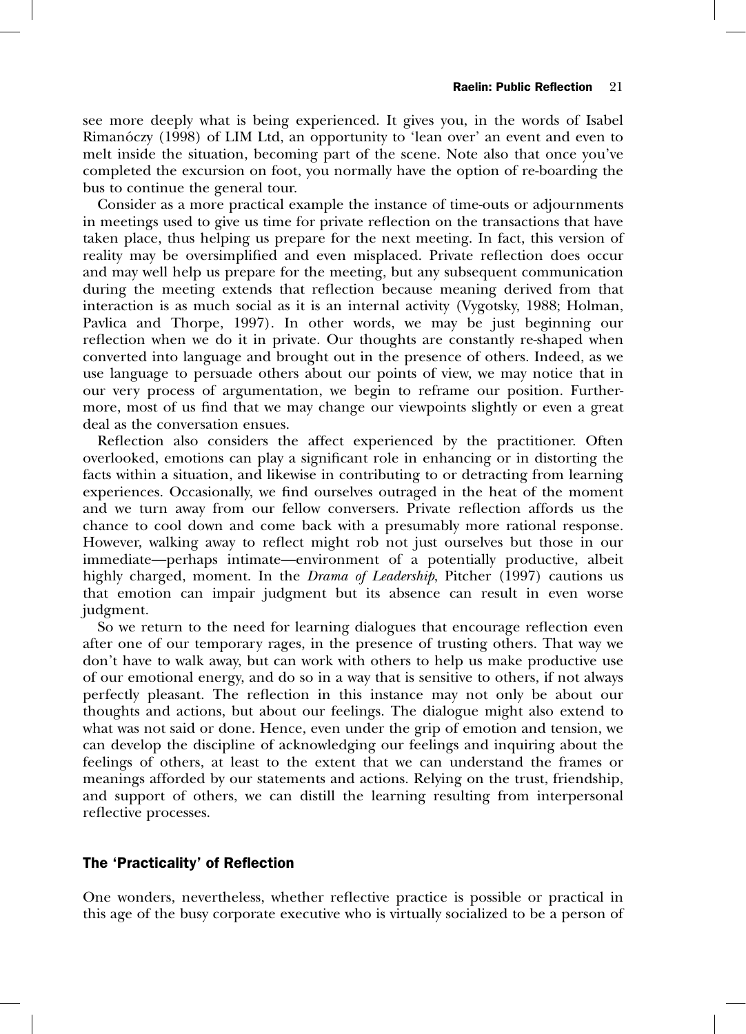see more deeply what is being experienced. It gives you, in the words of Isabel Rimanóczy (1998) of LIM Ltd, an opportunity to 'lean over' an event and even to melt inside the situation, becoming part of the scene. Note also that once you've completed the excursion on foot, you normally have the option of re-boarding the bus to continue the general tour.

Consider as a more practical example the instance of time-outs or adjournments in meetings used to give us time for private reflection on the transactions that have taken place, thus helping us prepare for the next meeting. In fact, this version of reality may be oversimplified and even misplaced. Private reflection does occur and may well help us prepare for the meeting, but any subsequent communication during the meeting extends that reflection because meaning derived from that interaction is as much social as it is an internal activity (Vygotsky, 1988; Holman, Pavlica and Thorpe, 1997). In other words, we may be just beginning our reflection when we do it in private. Our thoughts are constantly re-shaped when converted into language and brought out in the presence of others. Indeed, as we use language to persuade others about our points of view, we may notice that in our very process of argumentation, we begin to reframe our position. Furthermore, most of us find that we may change our viewpoints slightly or even a great deal as the conversation ensues.

Reflection also considers the affect experienced by the practitioner. Often overlooked, emotions can play a significant role in enhancing or in distorting the facts within a situation, and likewise in contributing to or detracting from learning experiences. Occasionally, we find ourselves outraged in the heat of the moment and we turn away from our fellow conversers. Private reflection affords us the chance to cool down and come back with a presumably more rational response. However, walking away to reflect might rob not just ourselves but those in our immediate—perhaps intimate—environment of a potentially productive, albeit highly charged, moment. In the *Drama of Leadership*, Pitcher (1997) cautions us that emotion can impair judgment but its absence can result in even worse judgment.

So we return to the need for learning dialogues that encourage reflection even after one of our temporary rages, in the presence of trusting others. That way we don't have to walk away, but can work with others to help us make productive use of our emotional energy, and do so in a way that is sensitive to others, if not always perfectly pleasant. The reflection in this instance may not only be about our thoughts and actions, but about our feelings. The dialogue might also extend to what was not said or done. Hence, even under the grip of emotion and tension, we can develop the discipline of acknowledging our feelings and inquiring about the feelings of others, at least to the extent that we can understand the frames or meanings afforded by our statements and actions. Relying on the trust, friendship, and support of others, we can distill the learning resulting from interpersonal reflective processes.

## The 'Practicality' of Reflection

One wonders, nevertheless, whether reflective practice is possible or practical in this age of the busy corporate executive who is virtually socialized to be a person of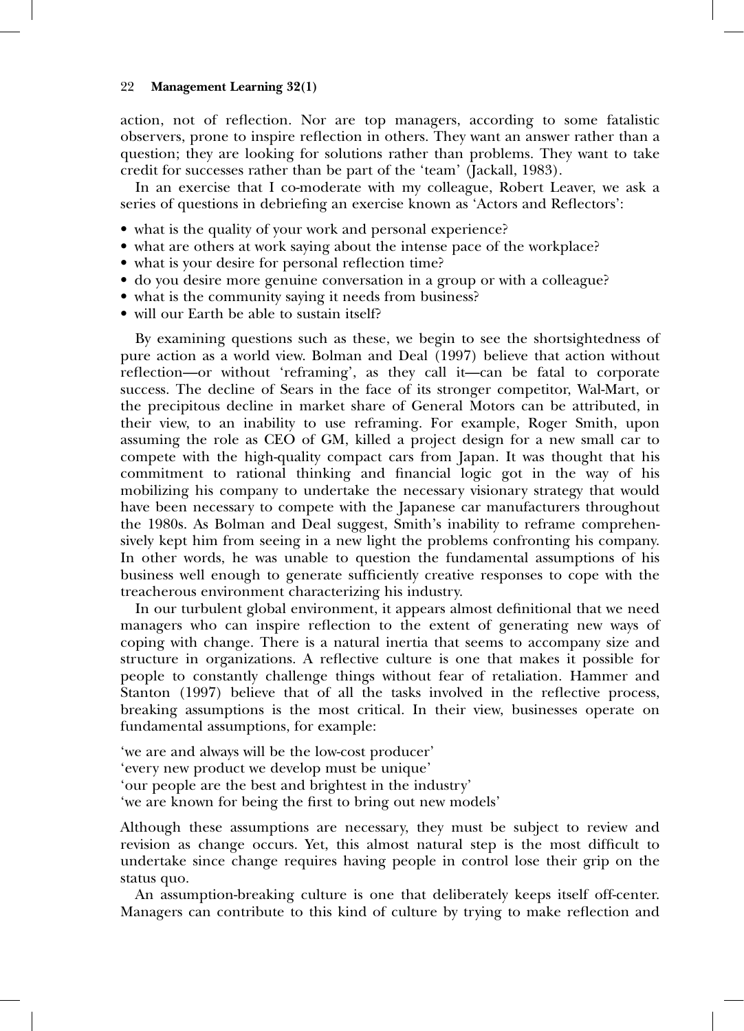action, not of reflection. Nor are top managers, according to some fatalistic observers, prone to inspire reflection in others. They want an answer rather than a question; they are looking for solutions rather than problems. They want to take credit for successes rather than be part of the 'team' (Jackall, 1983).

In an exercise that I co-moderate with my colleague, Robert Leaver, we ask a series of questions in debriefing an exercise known as 'Actors and Reflectors':

- what is the quality of your work and personal experience?
- what are others at work saying about the intense pace of the workplace?
- what is your desire for personal reflection time?
- do you desire more genuine conversation in a group or with a colleague?
- what is the community saying it needs from business?
- will our Earth be able to sustain itself?

By examining questions such as these, we begin to see the shortsightedness of pure action as a world view. Bolman and Deal (1997) believe that action without reflection—or without 'reframing', as they call it—can be fatal to corporate success. The decline of Sears in the face of its stronger competitor, Wal-Mart, or the precipitous decline in market share of General Motors can be attributed, in their view, to an inability to use reframing. For example, Roger Smith, upon assuming the role as CEO of GM, killed a project design for a new small car to compete with the high-quality compact cars from Japan. It was thought that his commitment to rational thinking and financial logic got in the way of his mobilizing his company to undertake the necessary visionary strategy that would have been necessary to compete with the Japanese car manufacturers throughout the 1980s. As Bolman and Deal suggest, Smith's inability to reframe comprehensively kept him from seeing in a new light the problems confronting his company. In other words, he was unable to question the fundamental assumptions of his business well enough to generate sufficiently creative responses to cope with the treacherous environment characterizing his industry.

In our turbulent global environment, it appears almost definitional that we need managers who can inspire reflection to the extent of generating new ways of coping with change. There is a natural inertia that seems to accompany size and structure in organizations. A reflective culture is one that makes it possible for people to constantly challenge things without fear of retaliation. Hammer and Stanton (1997) believe that of all the tasks involved in the reflective process, breaking assumptions is the most critical. In their view, businesses operate on fundamental assumptions, for example:

'we are and always will be the low-cost producer'
'every new product we develop must be unique'
'our people are the best and brightest in the industry'
'we are known for being the first to bring out new models'

Although these assumptions are necessary, they must be subject to review and revision as change occurs. Yet, this almost natural step is the most difficult to undertake since change requires having people in control lose their grip on the status quo.

An assumption-breaking culture is one that deliberately keeps itself off-center. Managers can contribute to this kind of culture by trying to make reflection and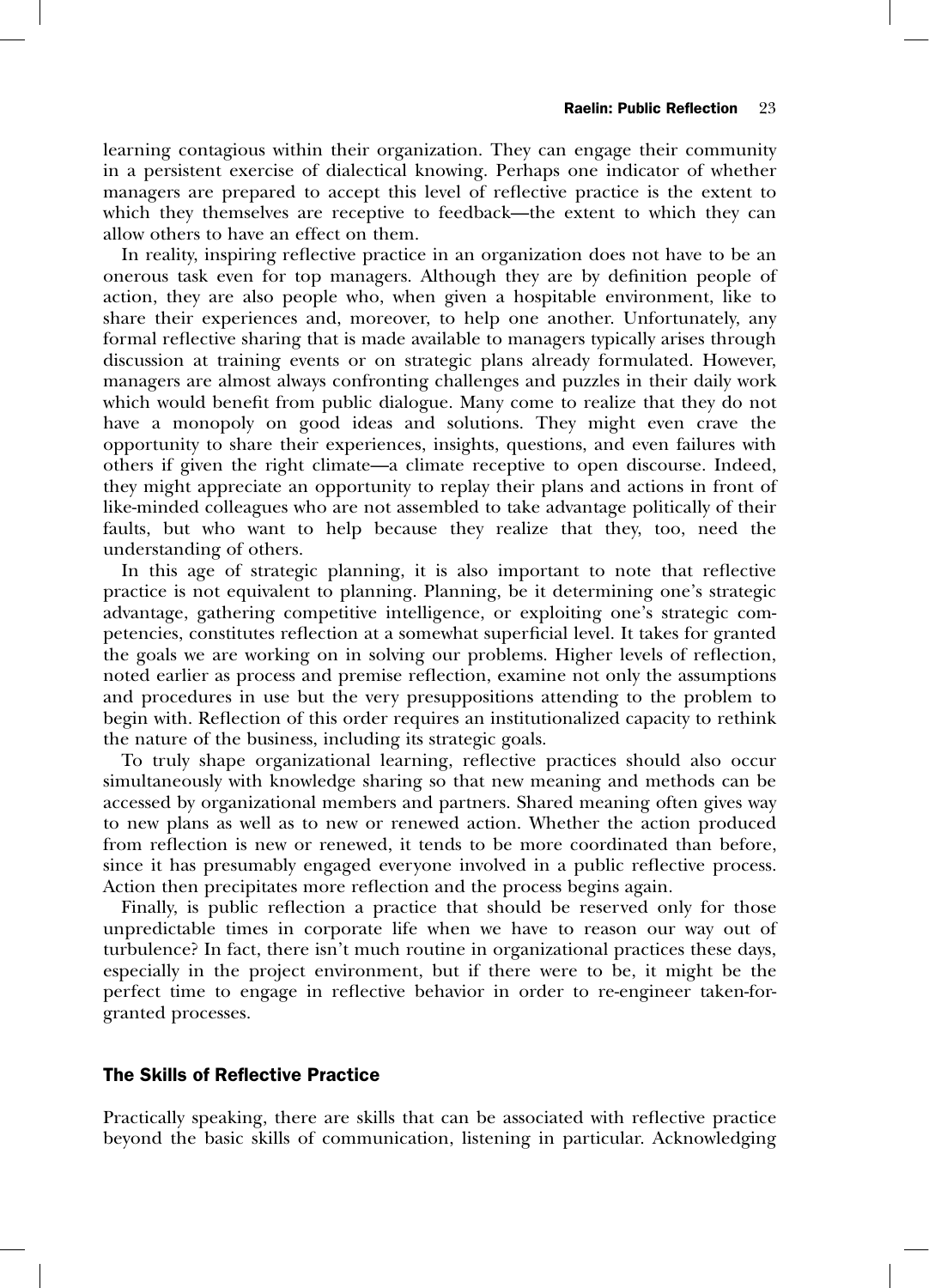learning contagious within their organization. They can engage their community in a persistent exercise of dialectical knowing. Perhaps one indicator of whether managers are prepared to accept this level of reflective practice is the extent to which they themselves are receptive to feedback—the extent to which they can allow others to have an effect on them.

In reality, inspiring reflective practice in an organization does not have to be an onerous task even for top managers. Although they are by definition people of action, they are also people who, when given a hospitable environment, like to share their experiences and, moreover, to help one another. Unfortunately, any formal reflective sharing that is made available to managers typically arises through discussion at training events or on strategic plans already formulated. However, managers are almost always confronting challenges and puzzles in their daily work which would benefit from public dialogue. Many come to realize that they do not have a monopoly on good ideas and solutions. They might even crave the opportunity to share their experiences, insights, questions, and even failures with others if given the right climate—a climate receptive to open discourse. Indeed, they might appreciate an opportunity to replay their plans and actions in front of like-minded colleagues who are not assembled to take advantage politically of their faults, but who want to help because they realize that they, too, need the understanding of others.

In this age of strategic planning, it is also important to note that reflective practice is not equivalent to planning. Planning, be it determining one's strategic advantage, gathering competitive intelligence, or exploiting one's strategic competencies, constitutes reflection at a somewhat superficial level. It takes for granted the goals we are working on in solving our problems. Higher levels of reflection, noted earlier as process and premise reflection, examine not only the assumptions and procedures in use but the very presuppositions attending to the problem to begin with. Reflection of this order requires an institutionalized capacity to rethink the nature of the business, including its strategic goals.

To truly shape organizational learning, reflective practices should also occur simultaneously with knowledge sharing so that new meaning and methods can be accessed by organizational members and partners. Shared meaning often gives way to new plans as well as to new or renewed action. Whether the action produced from reflection is new or renewed, it tends to be more coordinated than before, since it has presumably engaged everyone involved in a public reflective process. Action then precipitates more reflection and the process begins again.

Finally, is public reflection a practice that should be reserved only for those unpredictable times in corporate life when we have to reason our way out of turbulence? In fact, there isn't much routine in organizational practices these days, especially in the project environment, but if there were to be, it might be the perfect time to engage in reflective behavior in order to re-engineer taken-for-granted processes.

## The Skills of Reflective Practice

Practically speaking, there are skills that can be associated with reflective practice beyond the basic skills of communication, listening in particular. Acknowledging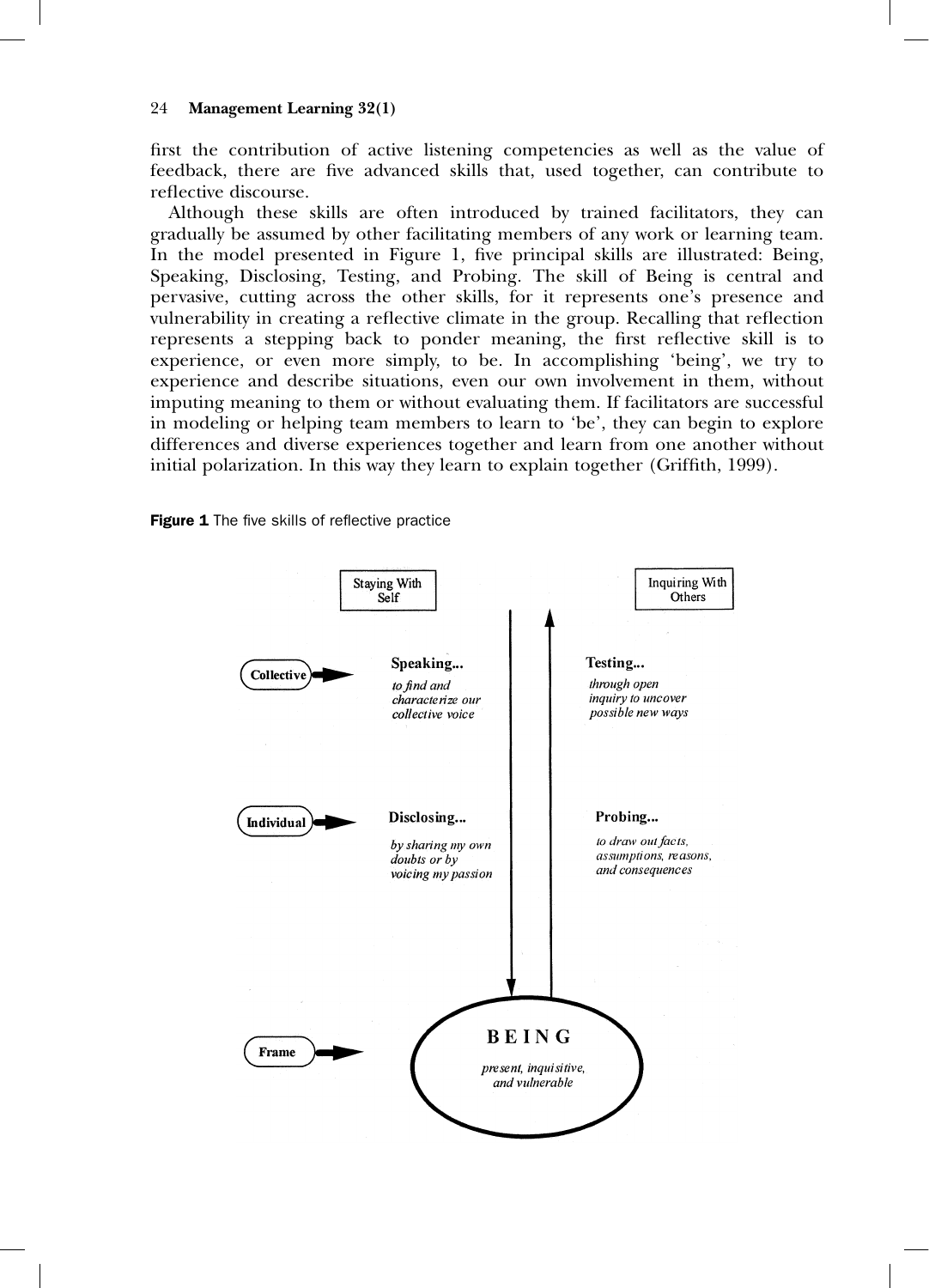first the contribution of active listening competencies as well as the value of feedback, there are five advanced skills that, used together, can contribute to reflective discourse.

Although these skills are often introduced by trained facilitators, they can gradually be assumed by other facilitating members of any work or learning team. In the model presented in Figure 1, five principal skills are illustrated: Being, Speaking, Disclosing, Testing, and Probing. The skill of Being is central and pervasive, cutting across the other skills, for it represents one's presence and vulnerability in creating a reflective climate in the group. Recalling that reflection represents a stepping back to ponder meaning, the first reflective skill is to experience, or even more simply, to be. In accomplishing 'being', we try to experience and describe situations, even our own involvement in them, without imputing meaning to them or without evaluating them. If facilitators are successful in modeling or helping team members to learn to 'be', they can begin to explore differences and diverse experiences together and learn from one another without initial polarization. In this way they learn to explain together (Griffith, 1999).

**Figure 1** The five skills of reflective practice

| | Staying With Self | Inquiring With Others |
|---|---|---|
| **Collective** | **Speaking...** *to find and characterize our collective voice* | **Testing...** *through open inquiry to uncover possible new ways* |
| **Individual** | **Disclosing...** *by sharing my own doubts or by voicing my passion* | **Probing...** *to draw out facts, assumptions, reasons, and consequences* |
| **Frame** | **BEING** *present, inquisitive, and vulnerable* | |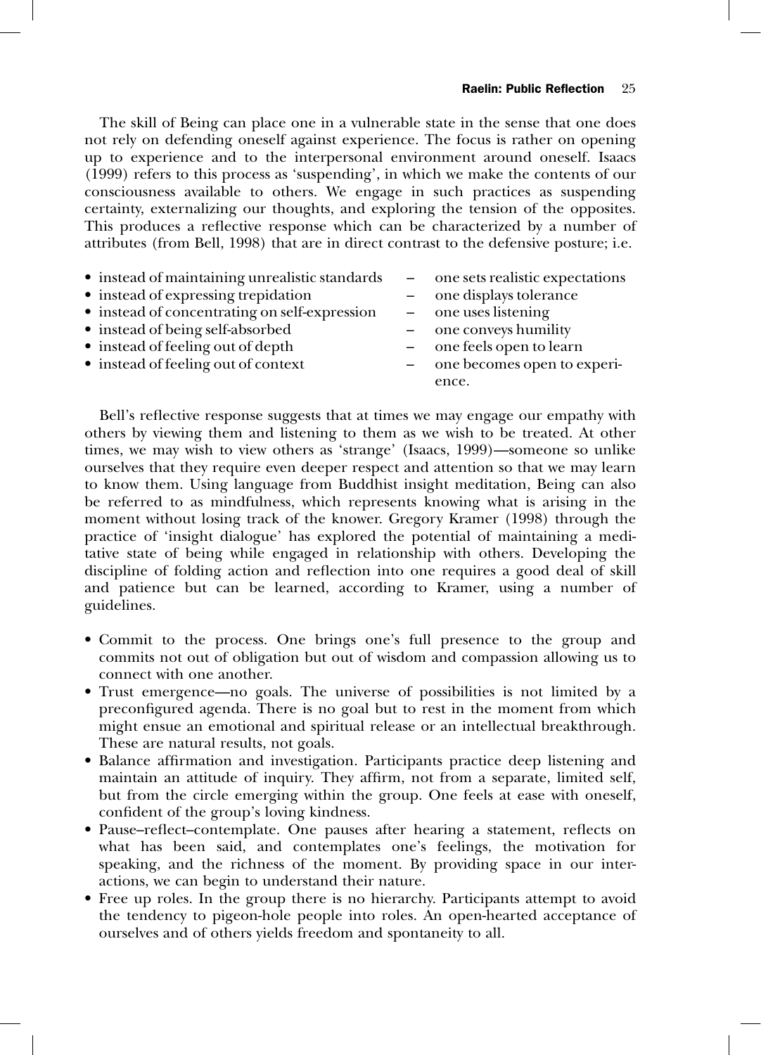The skill of Being can place one in a vulnerable state in the sense that one does not rely on defending oneself against experience. The focus is rather on opening up to experience and to the interpersonal environment around oneself. Isaacs (1999) refers to this process as 'suspending', in which we make the contents of our consciousness available to others. We engage in such practices as suspending certainty, externalizing our thoughts, and exploring the tension of the opposites. This produces a reflective response which can be characterized by a number of attributes (from Bell, 1998) that are in direct contrast to the defensive posture; i.e.

- instead of maintaining unrealistic standards – one sets realistic expectations
- instead of expressing trepidation – one displays tolerance
- instead of concentrating on self-expression – one uses listening
- instead of being self-absorbed – one conveys humility
- instead of feeling out of depth – one feels open to learn
- instead of feeling out of context – one becomes open to experience.

Bell's reflective response suggests that at times we may engage our empathy with others by viewing them and listening to them as we wish to be treated. At other times, we may wish to view others as 'strange' (Isaacs, 1999)—someone so unlike ourselves that they require even deeper respect and attention so that we may learn to know them. Using language from Buddhist insight meditation, Being can also be referred to as mindfulness, which represents knowing what is arising in the moment without losing track of the knower. Gregory Kramer (1998) through the practice of 'insight dialogue' has explored the potential of maintaining a meditative state of being while engaged in relationship with others. Developing the discipline of folding action and reflection into one requires a good deal of skill and patience but can be learned, according to Kramer, using a number of guidelines.

- Commit to the process. One brings one's full presence to the group and commits not out of obligation but out of wisdom and compassion allowing us to connect with one another.
- Trust emergence—no goals. The universe of possibilities is not limited by a preconfigured agenda. There is no goal but to rest in the moment from which might ensue an emotional and spiritual release or an intellectual breakthrough. These are natural results, not goals.
- Balance affirmation and investigation. Participants practice deep listening and maintain an attitude of inquiry. They affirm, not from a separate, limited self, but from the circle emerging within the group. One feels at ease with oneself, confident of the group's loving kindness.
- Pause–reflect–contemplate. One pauses after hearing a statement, reflects on what has been said, and contemplates one's feelings, the motivation for speaking, and the richness of the moment. By providing space in our interactions, we can begin to understand their nature.
- Free up roles. In the group there is no hierarchy. Participants attempt to avoid the tendency to pigeon-hole people into roles. An open-hearted acceptance of ourselves and of others yields freedom and spontaneity to all.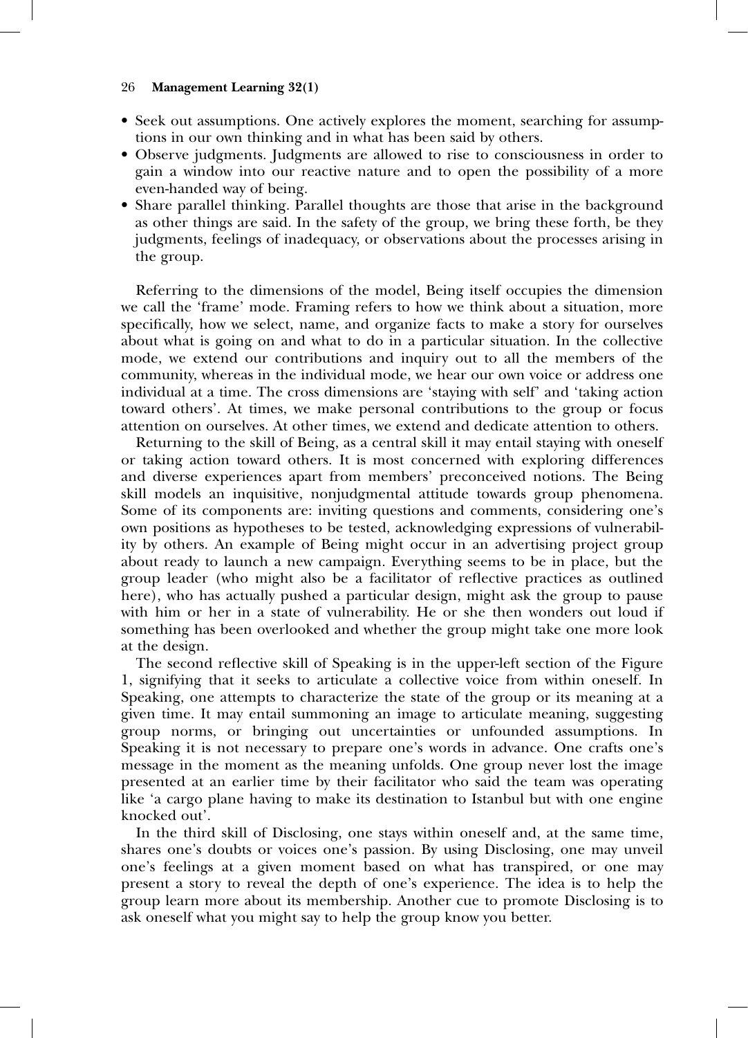- Seek out assumptions. One actively explores the moment, searching for assumptions in our own thinking and in what has been said by others.
- Observe judgments. Judgments are allowed to rise to consciousness in order to gain a window into our reactive nature and to open the possibility of a more even-handed way of being.
- Share parallel thinking. Parallel thoughts are those that arise in the background as other things are said. In the safety of the group, we bring these forth, be they judgments, feelings of inadequacy, or observations about the processes arising in the group.

Referring to the dimensions of the model, Being itself occupies the dimension we call the 'frame' mode. Framing refers to how we think about a situation, more specifically, how we select, name, and organize facts to make a story for ourselves about what is going on and what to do in a particular situation. In the collective mode, we extend our contributions and inquiry out to all the members of the community, whereas in the individual mode, we hear our own voice or address one individual at a time. The cross dimensions are 'staying with self' and 'taking action toward others'. At times, we make personal contributions to the group or focus attention on ourselves. At other times, we extend and dedicate attention to others.

Returning to the skill of Being, as a central skill it may entail staying with oneself or taking action toward others. It is most concerned with exploring differences and diverse experiences apart from members' preconceived notions. The Being skill models an inquisitive, nonjudgmental attitude towards group phenomena. Some of its components are: inviting questions and comments, considering one's own positions as hypotheses to be tested, acknowledging expressions of vulnerability by others. An example of Being might occur in an advertising project group about ready to launch a new campaign. Everything seems to be in place, but the group leader (who might also be a facilitator of reflective practices as outlined here), who has actually pushed a particular design, might ask the group to pause with him or her in a state of vulnerability. He or she then wonders out loud if something has been overlooked and whether the group might take one more look at the design.

The second reflective skill of Speaking is in the upper-left section of the Figure 1, signifying that it seeks to articulate a collective voice from within oneself. In Speaking, one attempts to characterize the state of the group or its meaning at a given time. It may entail summoning an image to articulate meaning, suggesting group norms, or bringing out uncertainties or unfounded assumptions. In Speaking it is not necessary to prepare one's words in advance. One crafts one's message in the moment as the meaning unfolds. One group never lost the image presented at an earlier time by their facilitator who said the team was operating like 'a cargo plane having to make its destination to Istanbul but with one engine knocked out'.

In the third skill of Disclosing, one stays within oneself and, at the same time, shares one's doubts or voices one's passion. By using Disclosing, one may unveil one's feelings at a given moment based on what has transpired, or one may present a story to reveal the depth of one's experience. The idea is to help the group learn more about its membership. Another cue to promote Disclosing is to ask oneself what you might say to help the group know you better.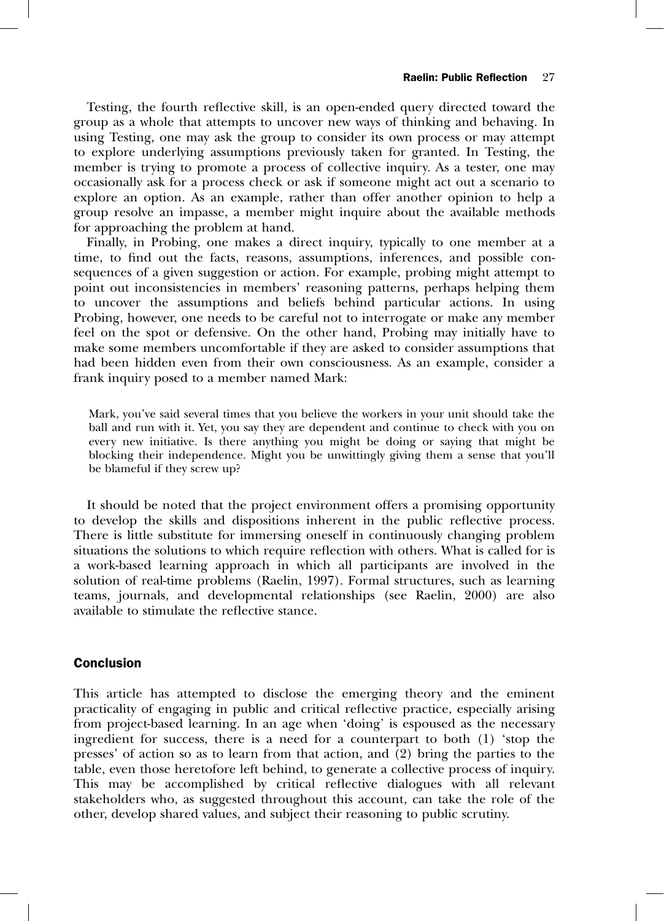Testing, the fourth reflective skill, is an open-ended query directed toward the group as a whole that attempts to uncover new ways of thinking and behaving. In using Testing, one may ask the group to consider its own process or may attempt to explore underlying assumptions previously taken for granted. In Testing, the member is trying to promote a process of collective inquiry. As a tester, one may occasionally ask for a process check or ask if someone might act out a scenario to explore an option. As an example, rather than offer another opinion to help a group resolve an impasse, a member might inquire about the available methods for approaching the problem at hand.

Finally, in Probing, one makes a direct inquiry, typically to one member at a time, to find out the facts, reasons, assumptions, inferences, and possible consequences of a given suggestion or action. For example, probing might attempt to point out inconsistencies in members' reasoning patterns, perhaps helping them to uncover the assumptions and beliefs behind particular actions. In using Probing, however, one needs to be careful not to interrogate or make any member feel on the spot or defensive. On the other hand, Probing may initially have to make some members uncomfortable if they are asked to consider assumptions that had been hidden even from their own consciousness. As an example, consider a frank inquiry posed to a member named Mark:

> Mark, you've said several times that you believe the workers in your unit should take the ball and run with it. Yet, you say they are dependent and continue to check with you on every new initiative. Is there anything you might be doing or saying that might be blocking their independence. Might you be unwittingly giving them a sense that you'll be blameful if they screw up?

It should be noted that the project environment offers a promising opportunity to develop the skills and dispositions inherent in the public reflective process. There is little substitute for immersing oneself in continuously changing problem situations the solutions to which require reflection with others. What is called for is a work-based learning approach in which all participants are involved in the solution of real-time problems (Raelin, 1997). Formal structures, such as learning teams, journals, and developmental relationships (see Raelin, 2000) are also available to stimulate the reflective stance.

## Conclusion

This article has attempted to disclose the emerging theory and the eminent practicality of engaging in public and critical reflective practice, especially arising from project-based learning. In an age when 'doing' is espoused as the necessary ingredient for success, there is a need for a counterpart to both (1) 'stop the presses' of action so as to learn from that action, and (2) bring the parties to the table, even those heretofore left behind, to generate a collective process of inquiry. This may be accomplished by critical reflective dialogues with all relevant stakeholders who, as suggested throughout this account, can take the role of the other, develop shared values, and subject their reasoning to public scrutiny.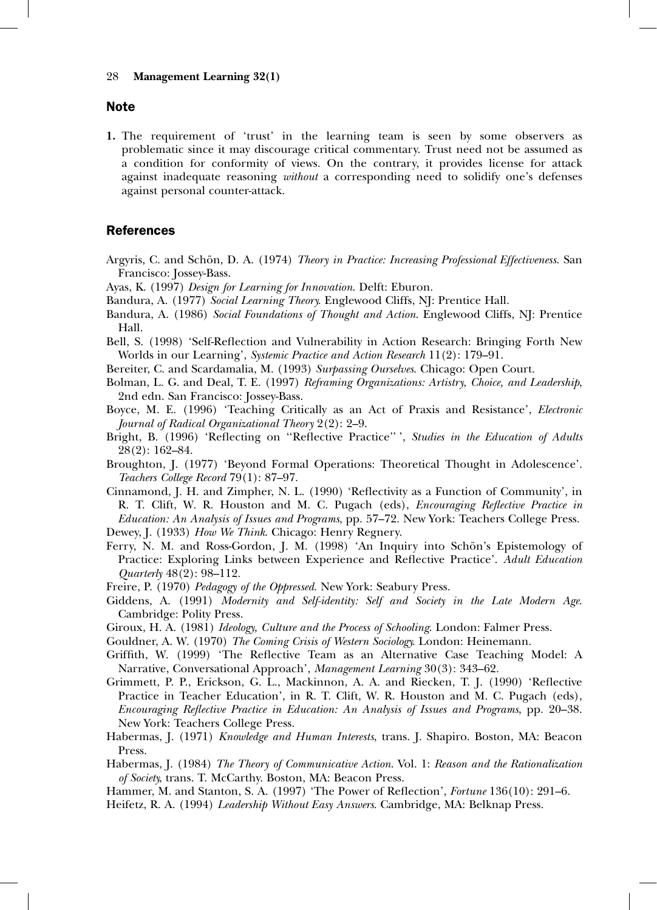## Note

1. The requirement of 'trust' in the learning team is seen by some observers as problematic since it may discourage critical commentary. Trust need not be assumed as a condition for conformity of views. On the contrary, it provides license for attack against inadequate reasoning *without* a corresponding need to solidify one's defenses against personal counter-attack.

## References

Argyris, C. and Schön, D. A. (1974) *Theory in Practice: Increasing Professional Effectiveness*. San Francisco: Jossey-Bass.

Ayas, K. (1997) *Design for Learning for Innovation*. Delft: Eburon.

Bandura, A. (1977) *Social Learning Theory*. Englewood Cliffs, NJ: Prentice Hall.

Bandura, A. (1986) *Social Foundations of Thought and Action*. Englewood Cliffs, NJ: Prentice Hall.

Bell, S. (1998) 'Self-Reflection and Vulnerability in Action Research: Bringing Forth New Worlds in our Learning', *Systemic Practice and Action Research* 11(2): 179–91.

Bereiter, C. and Scardamalia, M. (1993) *Surpassing Ourselves*. Chicago: Open Court.

Bolman, L. G. and Deal, T. E. (1997) *Reframing Organizations: Artistry, Choice, and Leadership*, 2nd edn. San Francisco: Jossey-Bass.

Boyce, M. E. (1996) 'Teaching Critically as an Act of Praxis and Resistance', *Electronic Journal of Radical Organizational Theory* 2(2): 2–9.

Bright, B. (1996) 'Reflecting on "Reflective Practice"', *Studies in the Education of Adults* 28(2): 162–84.

Broughton, J. (1977) 'Beyond Formal Operations: Theoretical Thought in Adolescence'. *Teachers College Record* 79(1): 87–97.

Cinnamond, J. H. and Zimpher, N. L. (1990) 'Reflectivity as a Function of Community', in R. T. Clift, W. R. Houston and M. C. Pugach (eds), *Encouraging Reflective Practice in Education: An Analysis of Issues and Programs*, pp. 57–72. New York: Teachers College Press.

Dewey, J. (1933) *How We Think*. Chicago: Henry Regnery.

Ferry, N. M. and Ross-Gordon, J. M. (1998) 'An Inquiry into Schön's Epistemology of Practice: Exploring Links between Experience and Reflective Practice'. *Adult Education Quarterly* 48(2): 98–112.

Freire, P. (1970) *Pedagogy of the Oppressed*. New York: Seabury Press.

Giddens, A. (1991) *Modernity and Self-identity: Self and Society in the Late Modern Age*. Cambridge: Polity Press.

Giroux, H. A. (1981) *Ideology, Culture and the Process of Schooling*. London: Falmer Press.

Gouldner, A. W. (1970) *The Coming Crisis of Western Sociology*. London: Heinemann.

Griffith, W. (1999) 'The Reflective Team as an Alternative Case Teaching Model: A Narrative, Conversational Approach', *Management Learning* 30(3): 343–62.

Grimmett, P. P., Erickson, G. L., Mackinnon, A. A. and Riecken, T. J. (1990) 'Reflective Practice in Teacher Education', in R. T. Clift, W. R. Houston and M. C. Pugach (eds), *Encouraging Reflective Practice in Education: An Analysis of Issues and Programs*, pp. 20–38. New York: Teachers College Press.

Habermas, J. (1971) *Knowledge and Human Interests*, trans. J. Shapiro. Boston, MA: Beacon Press.

Habermas, J. (1984) *The Theory of Communicative Action*. Vol. 1: *Reason and the Rationalization of Society*, trans. T. McCarthy. Boston, MA: Beacon Press.

Hammer, M. and Stanton, S. A. (1997) 'The Power of Reflection', *Fortune* 136(10): 291–6.

Heifetz, R. A. (1994) *Leadership Without Easy Answers*. Cambridge, MA: Belknap Press.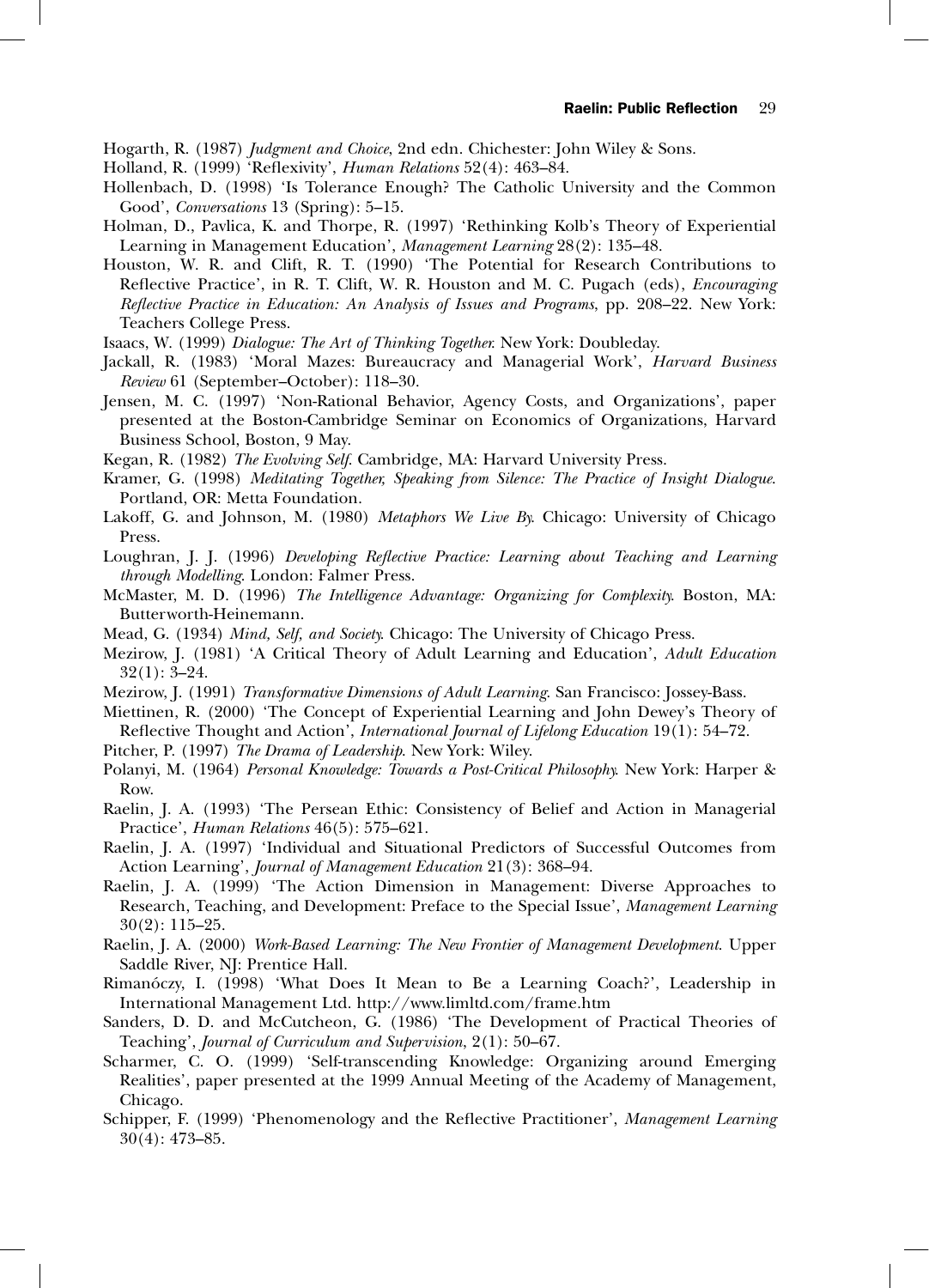Hogarth, R. (1987) *Judgment and Choice*, 2nd edn. Chichester: John Wiley & Sons.

Holland, R. (1999) 'Reflexivity', *Human Relations* 52(4): 463–84.

Hollenbach, D. (1998) 'Is Tolerance Enough? The Catholic University and the Common Good', *Conversations* 13 (Spring): 5–15.

Holman, D., Pavlica, K. and Thorpe, R. (1997) 'Rethinking Kolb's Theory of Experiential Learning in Management Education', *Management Learning* 28(2): 135–48.

Houston, W. R. and Clift, R. T. (1990) 'The Potential for Research Contributions to Reflective Practice', in R. T. Clift, W. R. Houston and M. C. Pugach (eds), *Encouraging Reflective Practice in Education: An Analysis of Issues and Programs*, pp. 208–22. New York: Teachers College Press.

Isaacs, W. (1999) *Dialogue: The Art of Thinking Together.* New York: Doubleday.

Jackall, R. (1983) 'Moral Mazes: Bureaucracy and Managerial Work', *Harvard Business Review* 61 (September–October): 118–30.

Jensen, M. C. (1997) 'Non-Rational Behavior, Agency Costs, and Organizations', paper presented at the Boston-Cambridge Seminar on Economics of Organizations, Harvard Business School, Boston, 9 May.

Kegan, R. (1982) *The Evolving Self.* Cambridge, MA: Harvard University Press.

Kramer, G. (1998) *Meditating Together, Speaking from Silence: The Practice of Insight Dialogue.* Portland, OR: Metta Foundation.

Lakoff, G. and Johnson, M. (1980) *Metaphors We Live By.* Chicago: University of Chicago Press.

Loughran, J. J. (1996) *Developing Reflective Practice: Learning about Teaching and Learning through Modelling.* London: Falmer Press.

McMaster, M. D. (1996) *The Intelligence Advantage: Organizing for Complexity.* Boston, MA: Butterworth-Heinemann.

Mead, G. (1934) *Mind, Self, and Society.* Chicago: The University of Chicago Press.

Mezirow, J. (1981) 'A Critical Theory of Adult Learning and Education', *Adult Education* 32(1): 3–24.

Mezirow, J. (1991) *Transformative Dimensions of Adult Learning.* San Francisco: Jossey-Bass.

Miettinen, R. (2000) 'The Concept of Experiential Learning and John Dewey's Theory of Reflective Thought and Action', *International Journal of Lifelong Education* 19(1): 54–72.

Pitcher, P. (1997) *The Drama of Leadership.* New York: Wiley.

Polanyi, M. (1964) *Personal Knowledge: Towards a Post-Critical Philosophy.* New York: Harper & Row.

Raelin, J. A. (1993) 'The Persean Ethic: Consistency of Belief and Action in Managerial Practice', *Human Relations* 46(5): 575–621.

Raelin, J. A. (1997) 'Individual and Situational Predictors of Successful Outcomes from Action Learning', *Journal of Management Education* 21(3): 368–94.

Raelin, J. A. (1999) 'The Action Dimension in Management: Diverse Approaches to Research, Teaching, and Development: Preface to the Special Issue', *Management Learning* 30(2): 115–25.

Raelin, J. A. (2000) *Work-Based Learning: The New Frontier of Management Development.* Upper Saddle River, NJ: Prentice Hall.

Rimanóczy, I. (1998) 'What Does It Mean to Be a Learning Coach?', Leadership in International Management Ltd. http://www.limltd.com/frame.htm

Sanders, D. D. and McCutcheon, G. (1986) 'The Development of Practical Theories of Teaching', *Journal of Curriculum and Supervision*, 2(1): 50–67.

Scharmer, C. O. (1999) 'Self-transcending Knowledge: Organizing around Emerging Realities', paper presented at the 1999 Annual Meeting of the Academy of Management, Chicago.

Schipper, F. (1999) 'Phenomenology and the Reflective Practitioner', *Management Learning* 30(4): 473–85.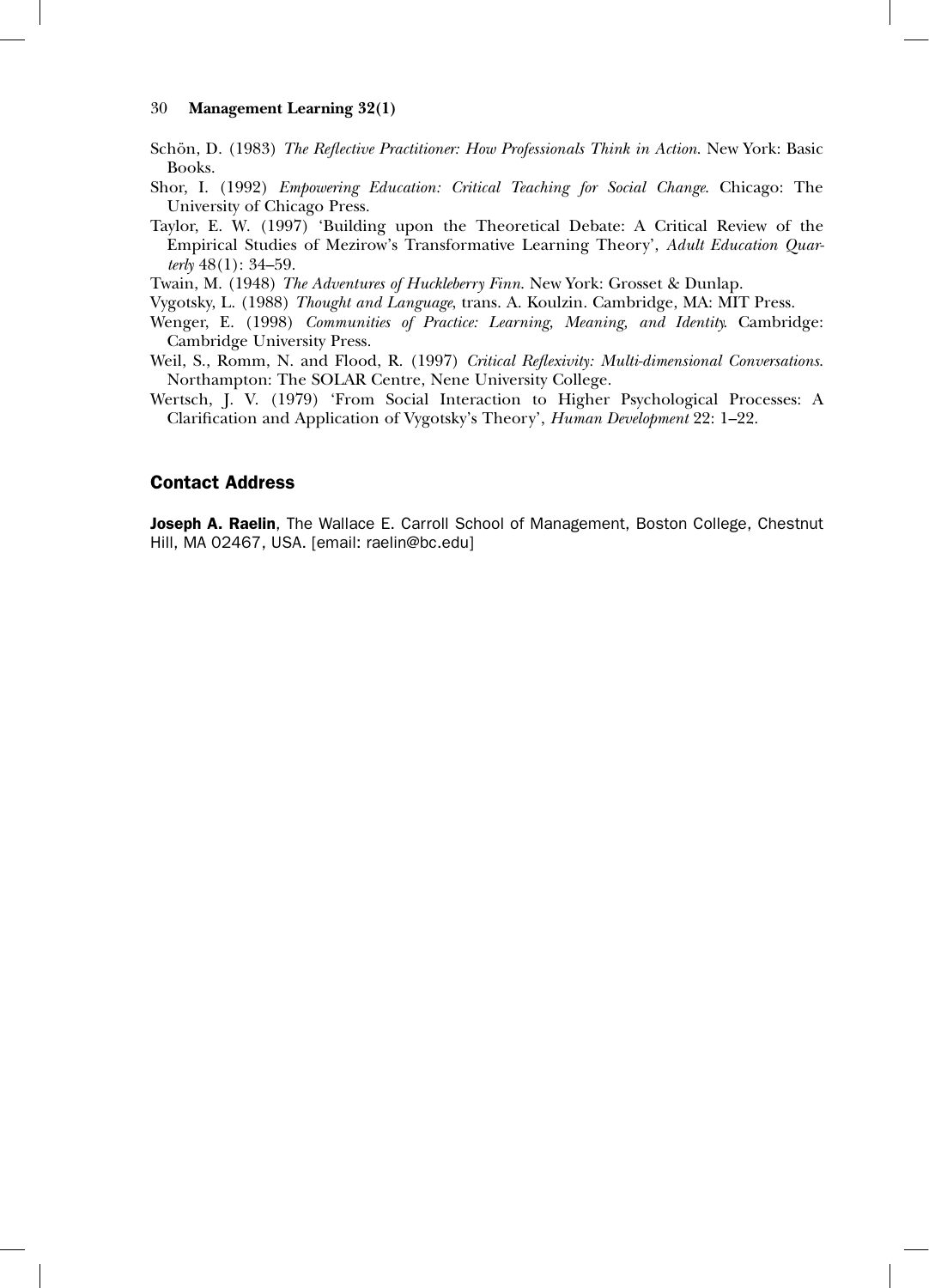Schön, D. (1983) *The Reflective Practitioner: How Professionals Think in Action*. New York: Basic Books.

Shor, I. (1992) *Empowering Education: Critical Teaching for Social Change*. Chicago: The University of Chicago Press.

Taylor, E. W. (1997) 'Building upon the Theoretical Debate: A Critical Review of the Empirical Studies of Mezirow's Transformative Learning Theory', *Adult Education Quarterly* 48(1): 34–59.

Twain, M. (1948) *The Adventures of Huckleberry Finn*. New York: Grosset & Dunlap.

Vygotsky, L. (1988) *Thought and Language*, trans. A. Koulzin. Cambridge, MA: MIT Press.

Wenger, E. (1998) *Communities of Practice: Learning, Meaning, and Identity*. Cambridge: Cambridge University Press.

Weil, S., Romm, N. and Flood, R. (1997) *Critical Reflexivity: Multi-dimensional Conversations*. Northampton: The SOLAR Centre, Nene University College.

Wertsch, J. V. (1979) 'From Social Interaction to Higher Psychological Processes: A Clarification and Application of Vygotsky's Theory', *Human Development* 22: 1–22.

## Contact Address

**Joseph A. Raelin**, The Wallace E. Carroll School of Management, Boston College, Chestnut Hill, MA 02467, USA. [email: raelin@bc.edu]